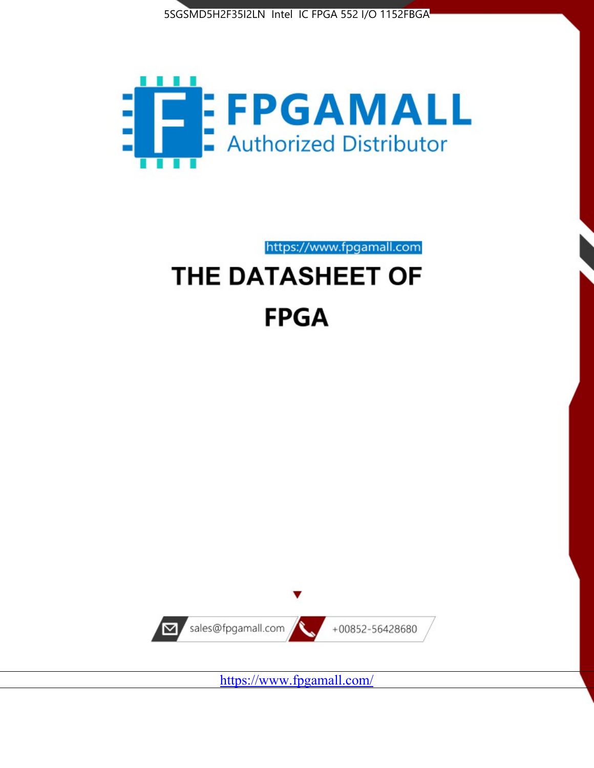5SGSMD5H2F35I2LN Intel IC FPGA 552 I/O 1152FBGA

FPGAMALL

Authorized Distributor

https://www.fpgamall.com

# THE DATASHEET OF

# FPGA

sales@fpgamall.com

+00852-56428680

https://www.fpgamall.com/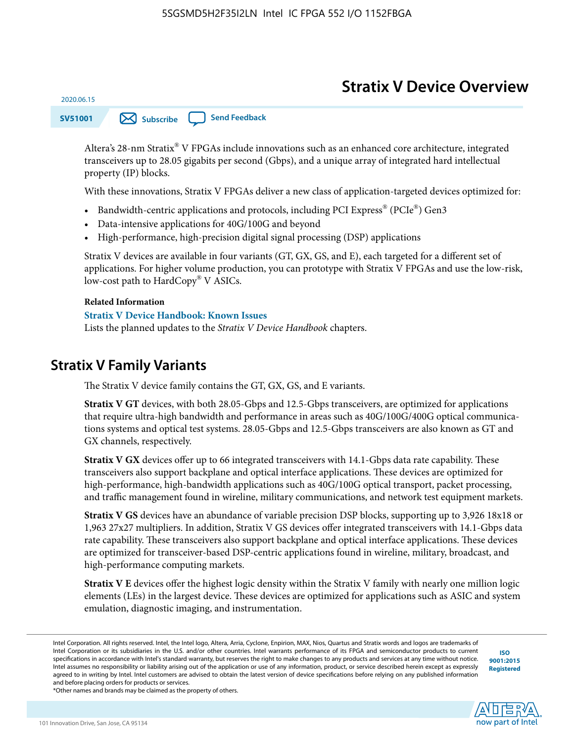# Stratix V Device Overview

2020.06.15

SV51001

Altera's 28-nm Stratix® V FPGAs include innovations such as an enhanced core architecture, integrated transceivers up to 28.05 gigabits per second (Gbps), and a unique array of integrated hard intellectual property (IP) blocks.

With these innovations, Stratix V FPGAs deliver a new class of application-targeted devices optimized for:

- Bandwidth-centric applications and protocols, including PCI Express® (PCIe®) Gen3
- Data-intensive applications for 40G/100G and beyond
- High-performance, high-precision digital signal processing (DSP) applications

Stratix V devices are available in four variants (GT, GX, GS, and E), each targeted for a different set of applications. For higher volume production, you can prototype with Stratix V FPGAs and use the low-risk, low-cost path to HardCopy® V ASICs.

**Related Information**

**Stratix V Device Handbook: Known Issues**

Lists the planned updates to the *Stratix V Device Handbook* chapters.

## Stratix V Family Variants

The Stratix V device family contains the GT, GX, GS, and E variants.

**Stratix V GT** devices, with both 28.05-Gbps and 12.5-Gbps transceivers, are optimized for applications that require ultra-high bandwidth and performance in areas such as 40G/100G/400G optical communications systems and optical test systems. 28.05-Gbps and 12.5-Gbps transceivers are also known as GT and GX channels, respectively.

**Stratix V GX** devices offer up to 66 integrated transceivers with 14.1-Gbps data rate capability. These transceivers also support backplane and optical interface applications. These devices are optimized for high-performance, high-bandwidth applications such as 40G/100G optical transport, packet processing, and traffic management found in wireline, military communications, and network test equipment markets.

**Stratix V GS** devices have an abundance of variable precision DSP blocks, supporting up to 3,926 18x18 or 1,963 27x27 multipliers. In addition, Stratix V GS devices offer integrated transceivers with 14.1-Gbps data rate capability. These transceivers also support backplane and optical interface applications. These devices are optimized for transceiver-based DSP-centric applications found in wireline, military, broadcast, and high-performance computing markets.

**Stratix V E** devices offer the highest logic density within the Stratix V family with nearly one million logic elements (LEs) in the largest device. These devices are optimized for applications such as ASIC and system emulation, diagnostic imaging, and instrumentation.

Intel Corporation. All rights reserved. Intel, the Intel logo, Altera, Arria, Cyclone, Enpirion, MAX, Nios, Quartus and Stratix words and logos are trademarks of Intel Corporation or its subsidiaries in the U.S. and/or other countries. Intel warrants performance of its FPGA and semiconductor products to current specifications in accordance with Intel's standard warranty, but reserves the right to make changes to any products and services at any time without notice. Intel assumes no responsibility or liability arising out of the application or use of any information, product, or service described herein except as expressly agreed to in writing by Intel. Intel customers are advised to obtain the latest version of device specifications before relying on any published information and before placing orders for products or services.

*Other names and brands may be claimed as the property of others.

ISO 9001:2015 Registered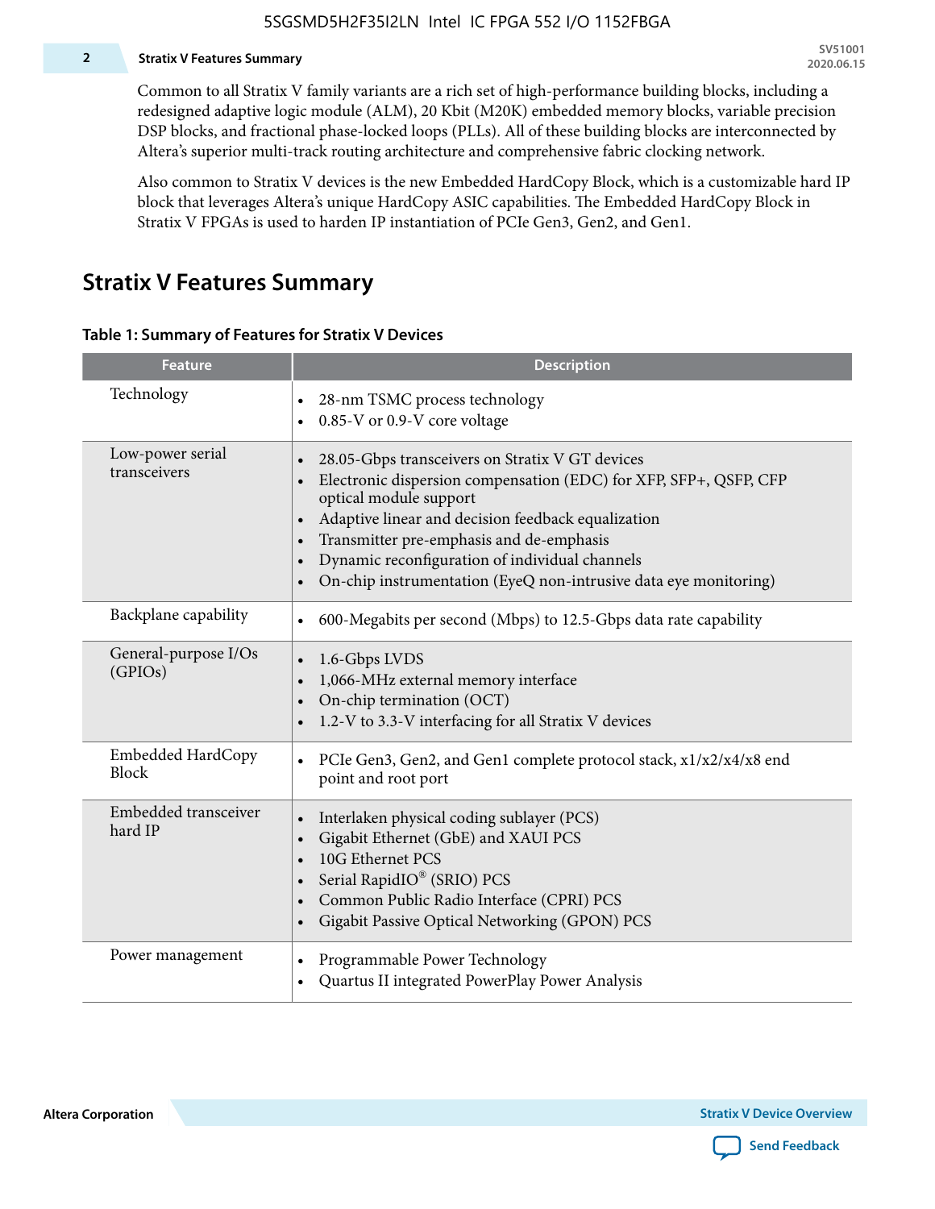Common to all Stratix V family variants are a rich set of high-performance building blocks, including a redesigned adaptive logic module (ALM), 20 Kbit (M20K) embedded memory blocks, variable precision DSP blocks, and fractional phase-locked loops (PLLs). All of these building blocks are interconnected by Altera's superior multi-track routing architecture and comprehensive fabric clocking network.

Also common to Stratix V devices is the new Embedded HardCopy Block, which is a customizable hard IP block that leverages Altera's unique HardCopy ASIC capabilities. The Embedded HardCopy Block in Stratix V FPGAs is used to harden IP instantiation of PCIe Gen3, Gen2, and Gen1.

## Stratix V Features Summary

**Table 1: Summary of Features for Stratix V Devices**

| Feature | Description |
|---|---|
| Technology | • 28-nm TSMC process technology<br>• 0.85-V or 0.9-V core voltage |
| Low-power serial transceivers | • 28.05-Gbps transceivers on Stratix V GT devices<br>• Electronic dispersion compensation (EDC) for XFP, SFP+, QSFP, CFP optical module support<br>• Adaptive linear and decision feedback equalization<br>• Transmitter pre-emphasis and de-emphasis<br>• Dynamic reconfiguration of individual channels<br>• On-chip instrumentation (EyeQ non-intrusive data eye monitoring) |
| Backplane capability | • 600-Megabits per second (Mbps) to 12.5-Gbps data rate capability |
| General-purpose I/Os (GPIOs) | • 1.6-Gbps LVDS<br>• 1,066-MHz external memory interface<br>• On-chip termination (OCT)<br>• 1.2-V to 3.3-V interfacing for all Stratix V devices |
| Embedded HardCopy Block | • PCIe Gen3, Gen2, and Gen1 complete protocol stack, x1/x2/x4/x8 end point and root port |
| Embedded transceiver hard IP | • Interlaken physical coding sublayer (PCS)<br>• Gigabit Ethernet (GbE) and XAUI PCS<br>• 10G Ethernet PCS<br>• Serial RapidIO® (SRIO) PCS<br>• Common Public Radio Interface (CPRI) PCS<br>• Gigabit Passive Optical Networking (GPON) PCS |
| Power management | • Programmable Power Technology<br>• Quartus II integrated PowerPlay Power Analysis |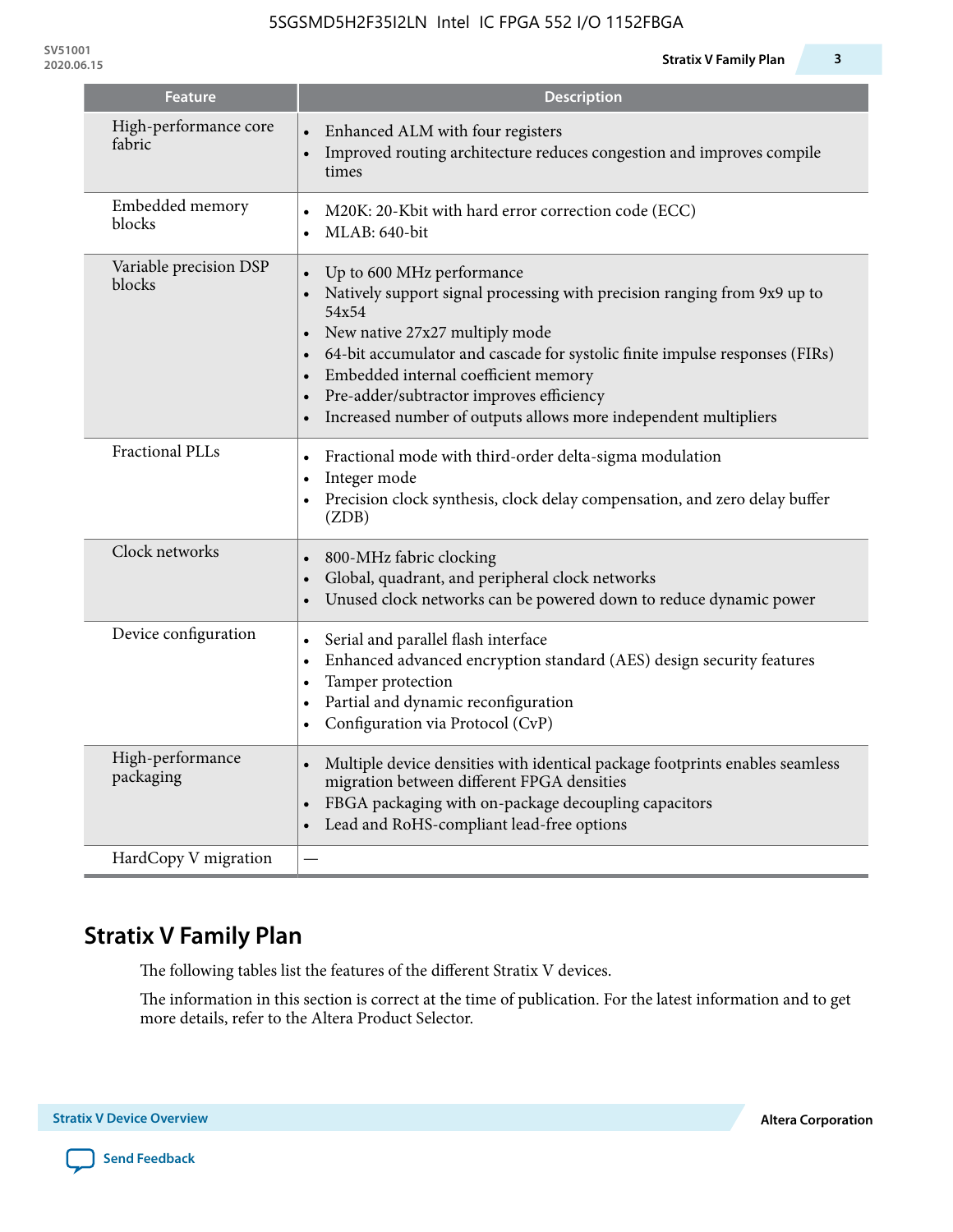| Feature | Description |
| --- | --- |
| High-performance core fabric | • Enhanced ALM with four registers<br>• Improved routing architecture reduces congestion and improves compile times |
| Embedded memory blocks | • M20K: 20-Kbit with hard error correction code (ECC)<br>• MLAB: 640-bit |
| Variable precision DSP blocks | • Up to 600 MHz performance<br>• Natively support signal processing with precision ranging from 9x9 up to 54x54<br>• New native 27x27 multiply mode<br>• 64-bit accumulator and cascade for systolic finite impulse responses (FIRs)<br>• Embedded internal coefficient memory<br>• Pre-adder/subtractor improves efficiency<br>• Increased number of outputs allows more independent multipliers |
| Fractional PLLs | • Fractional mode with third-order delta-sigma modulation<br>• Integer mode<br>• Precision clock synthesis, clock delay compensation, and zero delay buffer (ZDB) |
| Clock networks | • 800-MHz fabric clocking<br>• Global, quadrant, and peripheral clock networks<br>• Unused clock networks can be powered down to reduce dynamic power |
| Device configuration | • Serial and parallel flash interface<br>• Enhanced advanced encryption standard (AES) design security features<br>• Tamper protection<br>• Partial and dynamic reconfiguration<br>• Configuration via Protocol (CvP) |
| High-performance packaging | • Multiple device densities with identical package footprints enables seamless migration between different FPGA densities<br>• FBGA packaging with on-package decoupling capacitors<br>• Lead and RoHS-compliant lead-free options |
| HardCopy V migration | — |

## Stratix V Family Plan

The following tables list the features of the different Stratix V devices.

The information in this section is correct at the time of publication. For the latest information and to get more details, refer to the Altera Product Selector.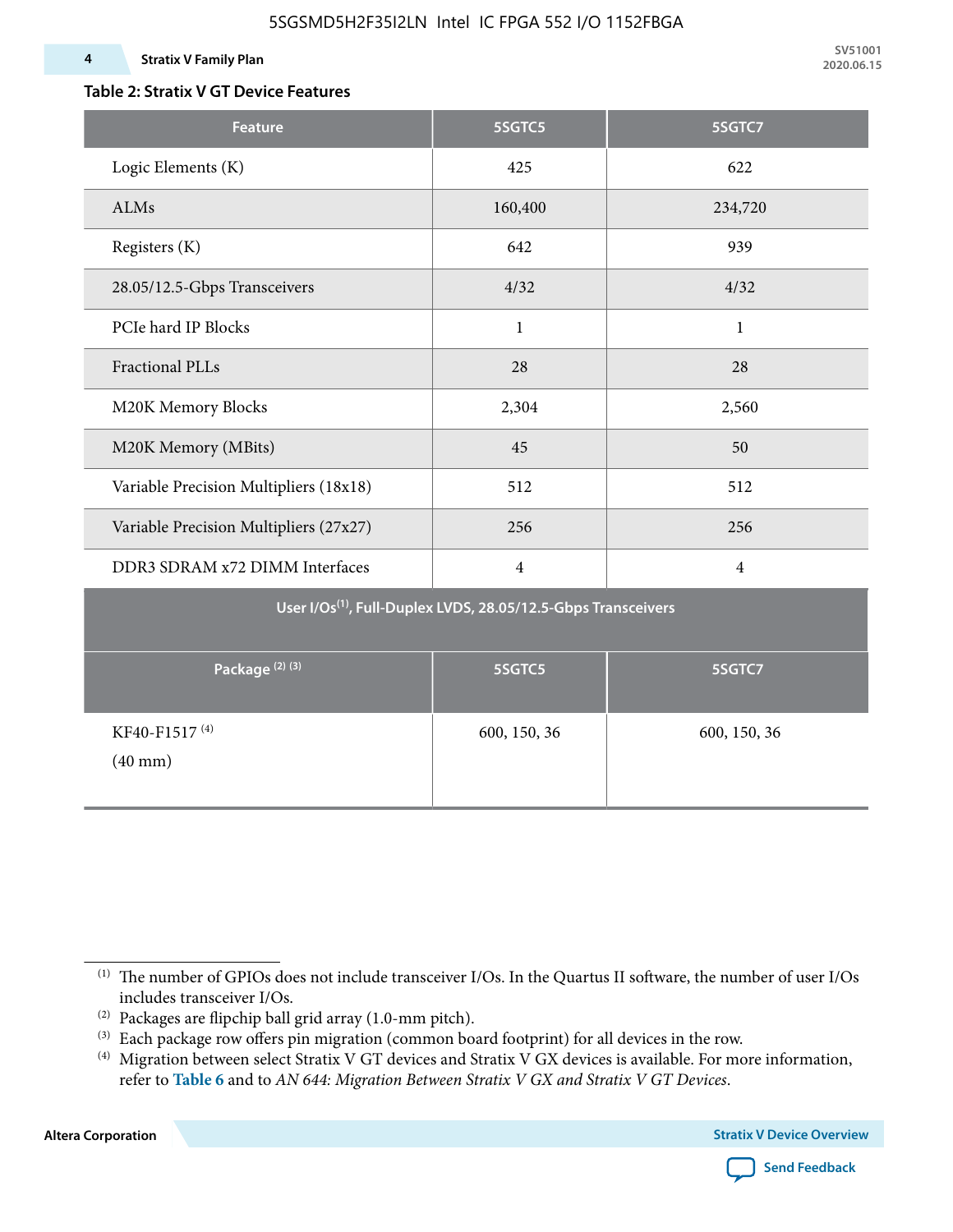**Table 2: Stratix V GT Device Features**

| Feature | 5SGTC5 | 5SGTC7 |
|---|---|---|
| Logic Elements (K) | 425 | 622 |
| ALMs | 160,400 | 234,720 |
| Registers (K) | 642 | 939 |
| 28.05/12.5-Gbps Transceivers | 4/32 | 4/32 |
| PCIe hard IP Blocks | 1 | 1 |
| Fractional PLLs | 28 | 28 |
| M20K Memory Blocks | 2,304 | 2,560 |
| M20K Memory (MBits) | 45 | 50 |
| Variable Precision Multipliers (18x18) | 512 | 512 |
| Variable Precision Multipliers (27x27) | 256 | 256 |
| DDR3 SDRAM x72 DIMM Interfaces | 4 | 4 |
| **User I/Os[1], Full-Duplex LVDS, 28.05/12.5-Gbps Transceivers** | | |
| **Package [2] [3]** | **5SGTC5** | **5SGTC7** |
| KF40-F1517 [4] (40 mm) | 600, 150, 36 | 600, 150, 36 |

[1] The number of GPIOs does not include transceiver I/Os. In the Quartus II software, the number of user I/Os includes transceiver I/Os.

[2] Packages are flipchip ball grid array (1.0-mm pitch).

[3] Each package row offers pin migration (common board footprint) for all devices in the row.

[4] Migration between select Stratix V GT devices and Stratix V GX devices is available. For more information, refer to **Table 6** and to *AN 644: Migration Between Stratix V GX and Stratix V GT Devices*.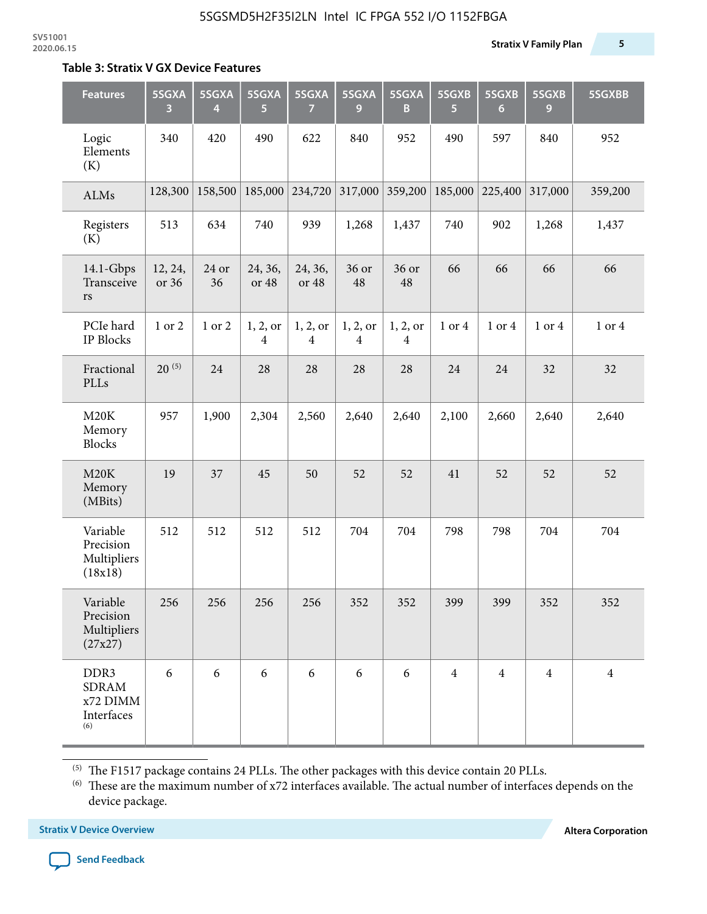### Table 3: Stratix V GX Device Features

| Features | 5SGXA 3 | 5SGXA 4 | 5SGXA 5 | 5SGXA 7 | 5SGXA 9 | 5SGXA B | 5SGXB 5 | 5SGXB 6 | 5SGXB 9 | 5SGXBB |
|---|---|---|---|---|---|---|---|---|---|---|
| Logic Elements (K) | 340 | 420 | 490 | 622 | 840 | 952 | 490 | 597 | 840 | 952 |
| ALMs | 128,300 | 158,500 | 185,000 | 234,720 | 317,000 | 359,200 | 185,000 | 225,400 | 317,000 | 359,200 |
| Registers (K) | 513 | 634 | 740 | 939 | 1,268 | 1,437 | 740 | 902 | 1,268 | 1,437 |
| 14.1-Gbps Transceivers | 12, 24, or 36 | 24 or 36 | 24, 36, or 48 | 24, 36, or 48 | 36 or 48 | 36 or 48 | 66 | 66 | 66 | 66 |
| PCIe hard IP Blocks | 1 or 2 | 1 or 2 | 1, 2, or 4 | 1, 2, or 4 | 1, 2, or 4 | 1, 2, or 4 | 1 or 4 | 1 or 4 | 1 or 4 | 1 or 4 |
| Fractional PLLs | 20 [5] | 24 | 28 | 28 | 28 | 28 | 24 | 24 | 32 | 32 |
| M20K Memory Blocks | 957 | 1,900 | 2,304 | 2,560 | 2,640 | 2,640 | 2,100 | 2,660 | 2,640 | 2,640 |
| M20K Memory (MBits) | 19 | 37 | 45 | 50 | 52 | 52 | 41 | 52 | 52 | 52 |
| Variable Precision Multipliers (18x18) | 512 | 512 | 512 | 512 | 704 | 704 | 798 | 798 | 704 | 704 |
| Variable Precision Multipliers (27x27) | 256 | 256 | 256 | 256 | 352 | 352 | 399 | 399 | 352 | 352 |
| DDR3 SDRAM x72 DIMM Interfaces [6] | 6 | 6 | 6 | 6 | 6 | 6 | 4 | 4 | 4 | 4 |

[5] The F1517 package contains 24 PLLs. The other packages with this device contain 20 PLLs.

[6] These are the maximum number of x72 interfaces available. The actual number of interfaces depends on the device package.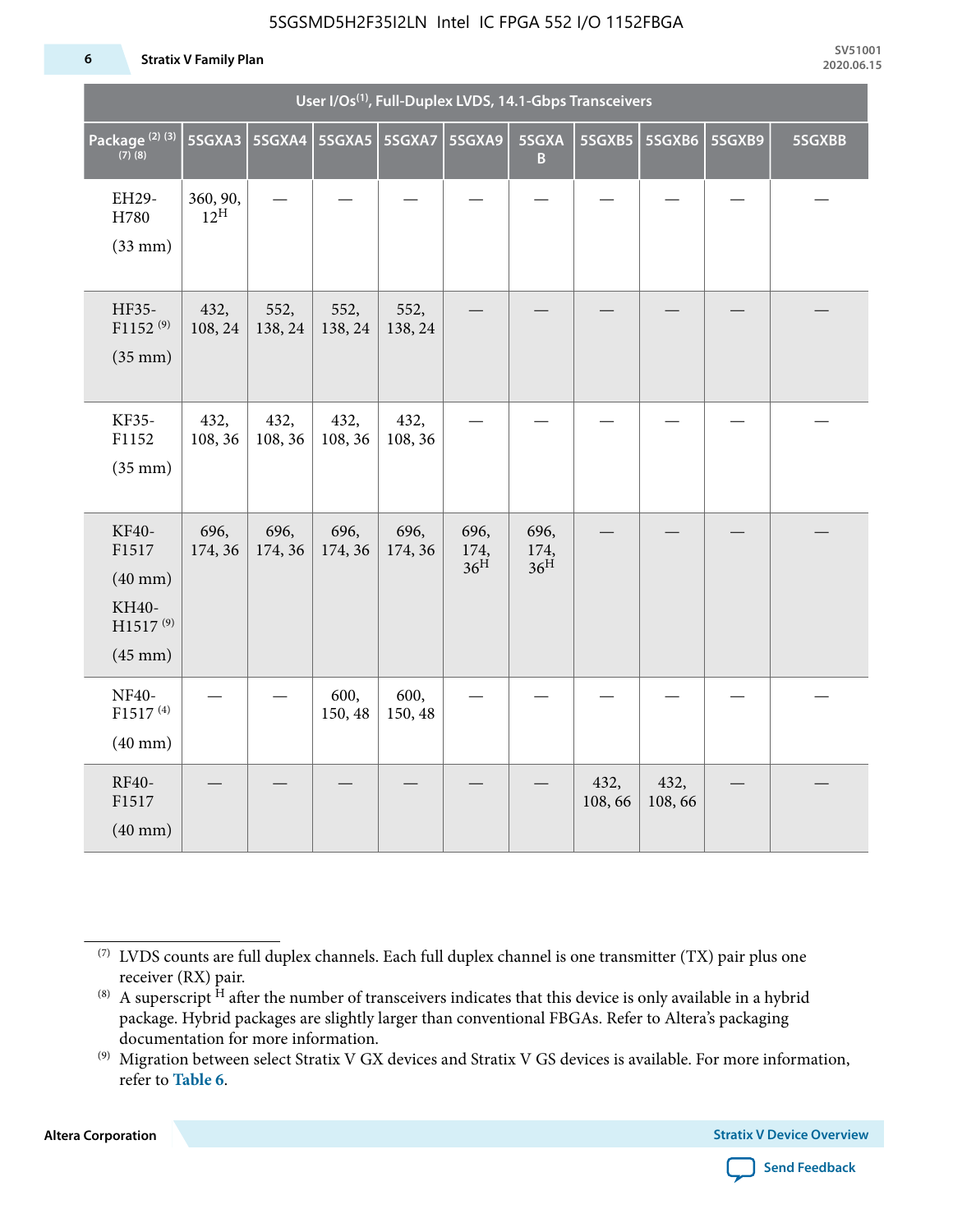| User I/Os[1], Full-Duplex LVDS, 14.1-Gbps Transceivers | | | | | | | | | | |
|---|---|---|---|---|---|---|---|---|---|---|
| Package [2] [3] [7] [8] | 5SGXA3 | 5SGXA4 | 5SGXA5 | 5SGXA7 | 5SGXA9 | 5SGXAB | 5SGXB5 | 5SGXB6 | 5SGXB9 | 5SGXBB |
| EH29-H780 (33 mm) | 360, 90, 12H | — | — | — | — | — | — | — | — | — |
| HF35-F1152 [9] (35 mm) | 432, 108, 24 | 552, 138, 24 | 552, 138, 24 | 552, 138, 24 | — | — | — | — | — | — |
| KF35-F1152 (35 mm) | 432, 108, 36 | 432, 108, 36 | 432, 108, 36 | 432, 108, 36 | — | — | — | — | — | — |
| KF40-F1517 (40 mm) KH40-H1517 [9] (45 mm) | 696, 174, 36 | 696, 174, 36 | 696, 174, 36 | 696, 174, 36 | 696, 174, 36H | 696, 174, 36H | — | — | — | — |
| NF40-F1517 [4] (40 mm) | — | — | 600, 150, 48 | 600, 150, 48 | — | — | — | — | — | — |
| RF40-F1517 (40 mm) | — | — | — | — | — | — | 432, 108, 66 | 432, 108, 66 | — | — |

(7) LVDS counts are full duplex channels. Each full duplex channel is one transmitter (TX) pair plus one receiver (RX) pair.

(8) A superscript H after the number of transceivers indicates that this device is only available in a hybrid package. Hybrid packages are slightly larger than conventional FBGAs. Refer to Altera's packaging documentation for more information.

(9) Migration between select Stratix V GX devices and Stratix V GS devices is available. For more information, refer to **Table 6**.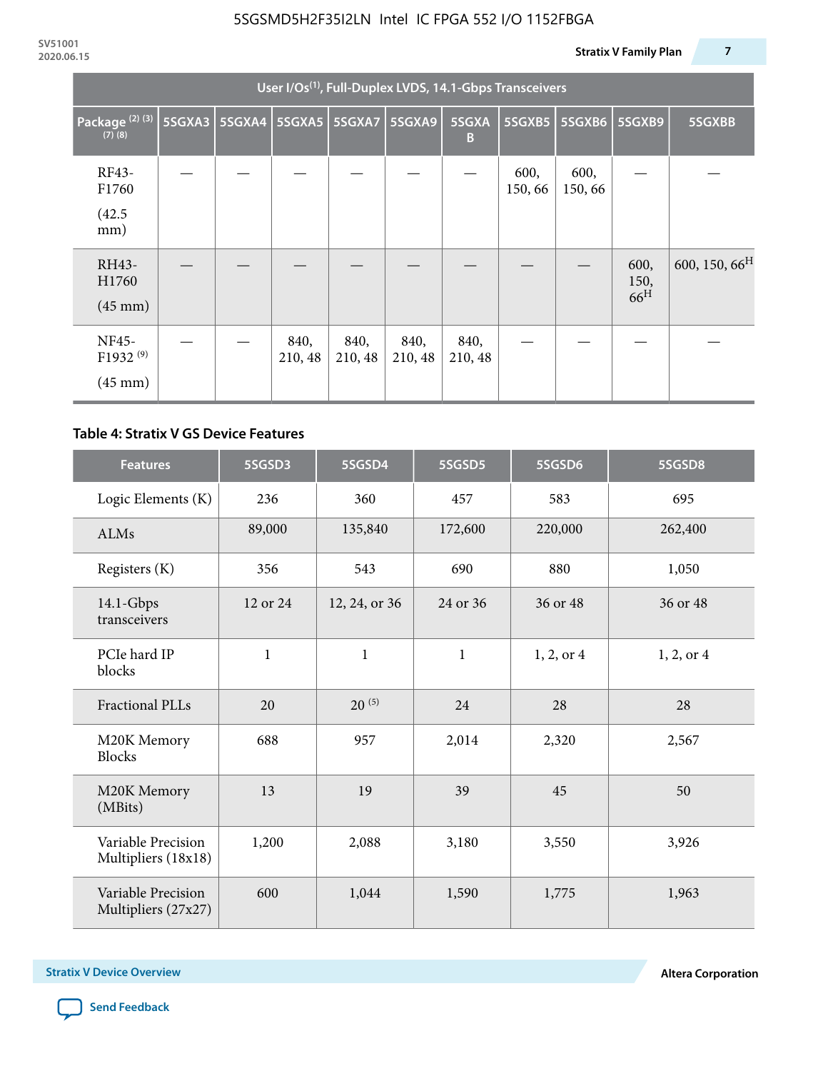| User I/Os(1), Full-Duplex LVDS, 14.1-Gbps Transceivers | | | | | | | | | | |
|---|---|---|---|---|---|---|---|---|---|---|
| Package (2) (3) (7) (8) | 5SGXA3 | 5SGXA4 | 5SGXA5 | 5SGXA7 | 5SGXA9 | 5SGXAB | 5SGXB5 | 5SGXB6 | 5SGXB9 | 5SGXBB |
| RF43-F1760 (42.5 mm) | — | — | — | — | — | — | 600, 150, 66 | 600, 150, 66 | — | — |
| RH43-H1760 (45 mm) | — | — | — | — | — | — | — | — | 600, 150, 66H | 600, 150, 66H |
| NF45-F1932 (9) (45 mm) | — | — | 840, 210, 48 | 840, 210, 48 | 840, 210, 48 | 840, 210, 48 | — | — | — | — |

**Table 4: Stratix V GS Device Features**

| Features | 5SGSD3 | 5SGSD4 | 5SGSD5 | 5SGSD6 | 5SGSD8 |
|---|---|---|---|---|---|
| Logic Elements (K) | 236 | 360 | 457 | 583 | 695 |
| ALMs | 89,000 | 135,840 | 172,600 | 220,000 | 262,400 |
| Registers (K) | 356 | 543 | 690 | 880 | 1,050 |
| 14.1-Gbps transceivers | 12 or 24 | 12, 24, or 36 | 24 or 36 | 36 or 48 | 36 or 48 |
| PCIe hard IP blocks | 1 | 1 | 1 | 1, 2, or 4 | 1, 2, or 4 |
| Fractional PLLs | 20 | 20 (5) | 24 | 28 | 28 |
| M20K Memory Blocks | 688 | 957 | 2,014 | 2,320 | 2,567 |
| M20K Memory (MBits) | 13 | 19 | 39 | 45 | 50 |
| Variable Precision Multipliers (18x18) | 1,200 | 2,088 | 3,180 | 3,550 | 3,926 |
| Variable Precision Multipliers (27x27) | 600 | 1,044 | 1,590 | 1,775 | 1,963 |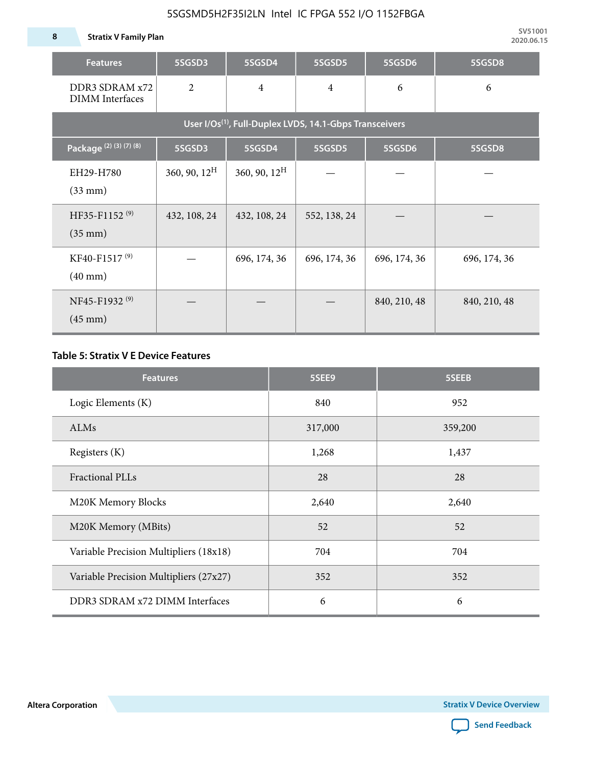| Features | 5SGSD3 | 5SGSD4 | 5SGSD5 | 5SGSD6 | 5SGSD8 |
| --- | --- | --- | --- | --- | --- |
| DDR3 SDRAM x72 DIMM Interfaces | 2 | 4 | 4 | 6 | 6 |
| User I/Os[(1)], Full-Duplex LVDS, 14.1-Gbps Transceivers | | | | | |
| Package [(2) (3) (7) (8)] | 5SGSD3 | 5SGSD4 | 5SGSD5 | 5SGSD6 | 5SGSD8 |
| EH29-H780 (33 mm) | 360, 90, 12[H] | 360, 90, 12[H] | — | — | — |
| HF35-F1152 [(9)] (35 mm) | 432, 108, 24 | 432, 108, 24 | 552, 138, 24 | — | — |
| KF40-F1517 [(9)] (40 mm) | — | 696, 174, 36 | 696, 174, 36 | 696, 174, 36 | 696, 174, 36 |
| NF45-F1932 [(9)] (45 mm) | — | — | — | 840, 210, 48 | 840, 210, 48 |

**Table 5: Stratix V E Device Features**

| Features | 5SEE9 | 5SEEB |
| --- | --- | --- |
| Logic Elements (K) | 840 | 952 |
| ALMs | 317,000 | 359,200 |
| Registers (K) | 1,268 | 1,437 |
| Fractional PLLs | 28 | 28 |
| M20K Memory Blocks | 2,640 | 2,640 |
| M20K Memory (MBits) | 52 | 52 |
| Variable Precision Multipliers (18x18) | 704 | 704 |
| Variable Precision Multipliers (27x27) | 352 | 352 |
| DDR3 SDRAM x72 DIMM Interfaces | 6 | 6 |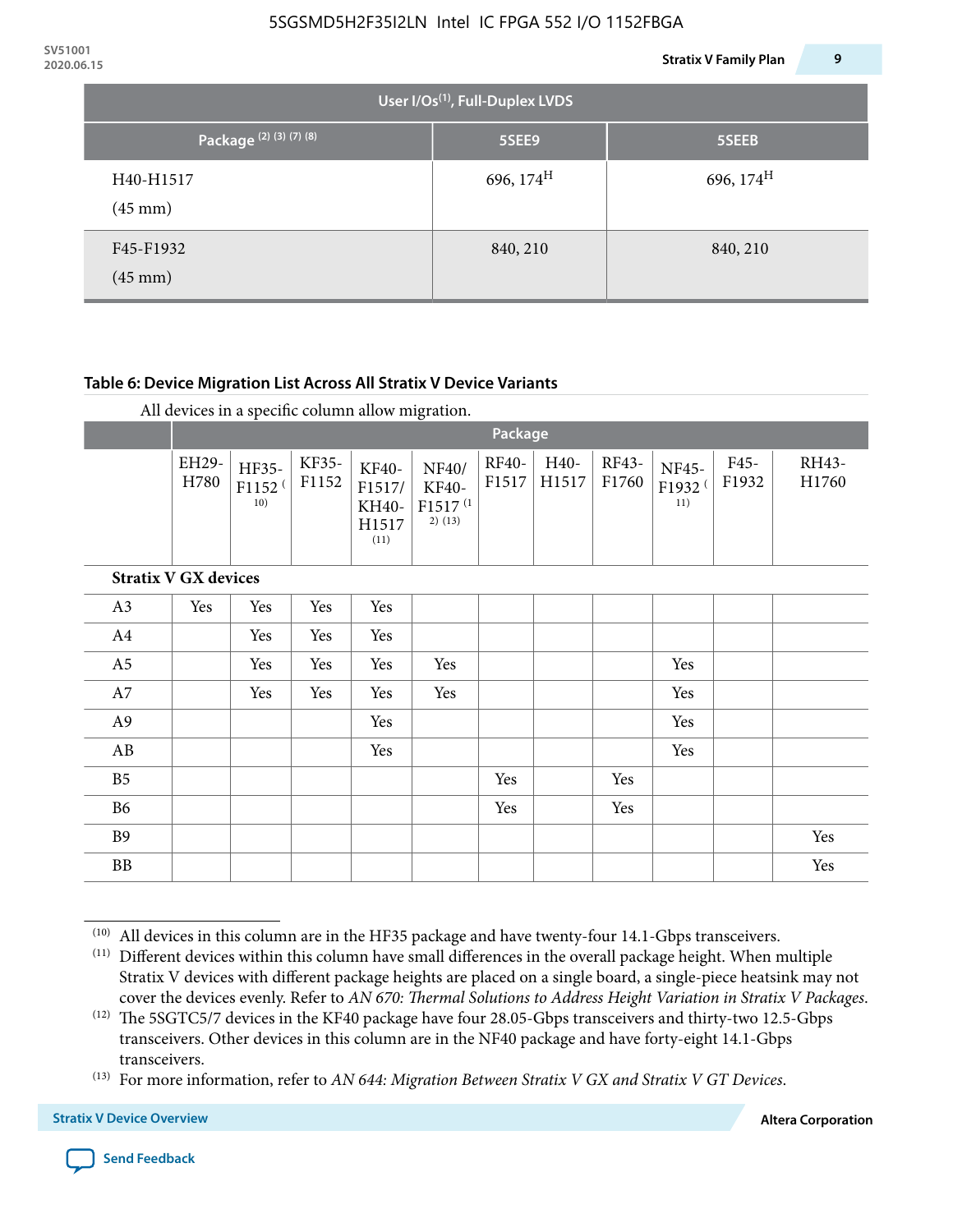| User I/Os(1), Full-Duplex LVDS | | |
|---|---|---|
| Package (2) (3) (7) (8) | 5SEE9 | 5SEEB |
| H40-H1517 (45 mm) | 696, 174H | 696, 174H |
| F45-F1932 (45 mm) | 840, 210 | 840, 210 |

**Table 6: Device Migration List Across All Stratix V Device Variants**

All devices in a specific column allow migration.

| | Package | | | | | | | | | | |
|---|---|---|---|---|---|---|---|---|---|---|---|
| | EH29-H780 | HF35-F1152 (10) | KF35-F1152 | KF40-F1517/ KH40-H1517 (11) | NF40/ KF40-F1517 (12) (13) | RF40-F1517 | H40-H1517 | RF43-F1760 | NF45-F1932 (11) | F45-F1932 | RH43-H1760 |
| **Stratix V GX devices** | | | | | | | | | | | |
| A3 | Yes | Yes | Yes | Yes | | | | | | | |
| A4 | | Yes | Yes | Yes | | | | | | | |
| A5 | | Yes | Yes | Yes | Yes | | | | Yes | | |
| A7 | | Yes | Yes | Yes | Yes | | | | Yes | | |
| A9 | | | | Yes | | | | | Yes | | |
| AB | | | | Yes | | | | | Yes | | |
| B5 | | | | | | Yes | | Yes | | | |
| B6 | | | | | | Yes | | Yes | | | |
| B9 | | | | | | | | | | | Yes |
| BB | | | | | | | | | | | Yes |

(10) All devices in this column are in the HF35 package and have twenty-four 14.1-Gbps transceivers.

(11) Different devices within this column have small differences in the overall package height. When multiple Stratix V devices with different package heights are placed on a single board, a single-piece heatsink may not cover the devices evenly. Refer to *AN 670: Thermal Solutions to Address Height Variation in Stratix V Packages*.

(12) The 5SGTC5/7 devices in the KF40 package have four 28.05-Gbps transceivers and thirty-two 12.5-Gbps transceivers. Other devices in this column are in the NF40 package and have forty-eight 14.1-Gbps transceivers.

(13) For more information, refer to *AN 644: Migration Between Stratix V GX and Stratix V GT Devices*.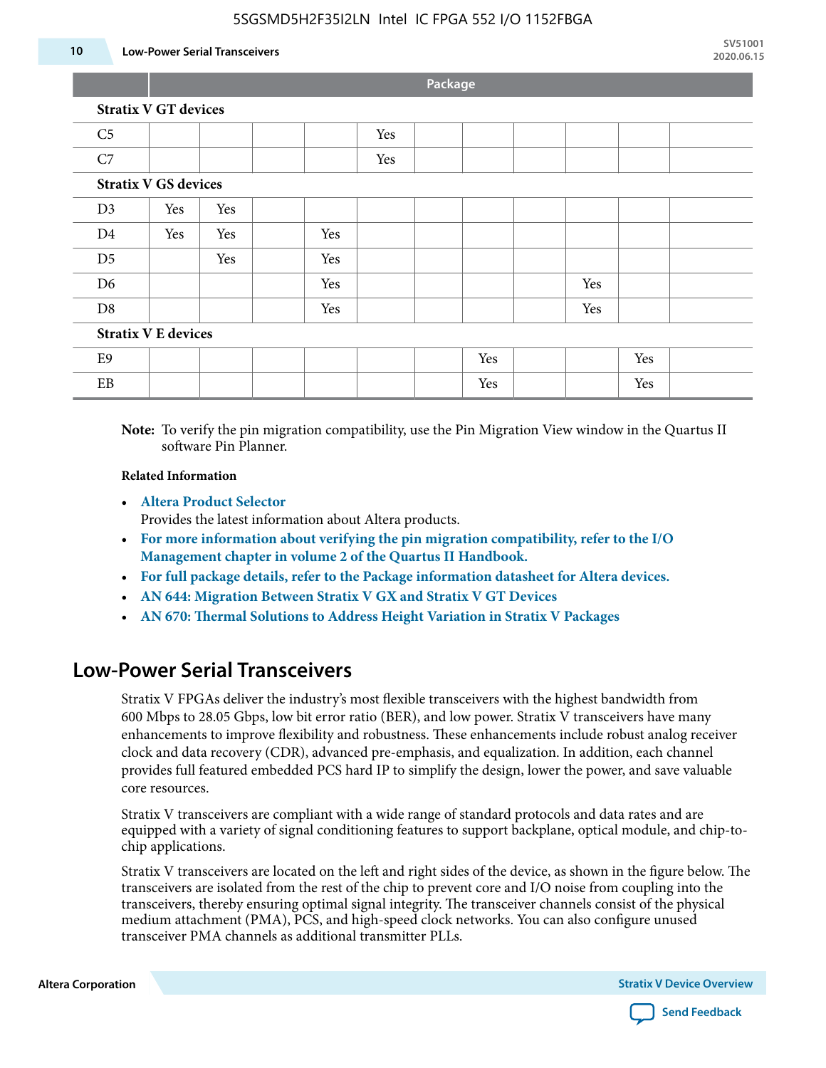| | Package | | | | | | | | | | |
|---|---|---|---|---|---|---|---|---|---|---|---|
| **Stratix V GT devices** | | | | | | | | | | | |
| C5 | | | | | Yes | | | | | | |
| C7 | | | | | Yes | | | | | | |
| **Stratix V GS devices** | | | | | | | | | | | |
| D3 | Yes | Yes | | | | | | | | | |
| D4 | Yes | Yes | | Yes | | | | | | | |
| D5 | | Yes | | Yes | | | | | | | |
| D6 | | | | Yes | | | | | Yes | | |
| D8 | | | | Yes | | | | | Yes | | |
| **Stratix V E devices** | | | | | | | | | | | |
| E9 | | | | | | | Yes | | | Yes | |
| EB | | | | | | | Yes | | | Yes | |

**Note:** To verify the pin migration compatibility, use the Pin Migration View window in the Quartus II software Pin Planner.

**Related Information**

- **Altera Product Selector**
  Provides the latest information about Altera products.
- **For more information about verifying the pin migration compatibility, refer to the I/O Management chapter in volume 2 of the Quartus II Handbook.**
- **For full package details, refer to the Package information datasheet for Altera devices.**
- **AN 644: Migration Between Stratix V GX and Stratix V GT Devices**
- **AN 670: Thermal Solutions to Address Height Variation in Stratix V Packages**

## Low-Power Serial Transceivers

Stratix V FPGAs deliver the industry's most flexible transceivers with the highest bandwidth from 600 Mbps to 28.05 Gbps, low bit error ratio (BER), and low power. Stratix V transceivers have many enhancements to improve flexibility and robustness. These enhancements include robust analog receiver clock and data recovery (CDR), advanced pre-emphasis, and equalization. In addition, each channel provides full featured embedded PCS hard IP to simplify the design, lower the power, and save valuable core resources.

Stratix V transceivers are compliant with a wide range of standard protocols and data rates and are equipped with a variety of signal conditioning features to support backplane, optical module, and chip-to-chip applications.

Stratix V transceivers are located on the left and right sides of the device, as shown in the figure below. The transceivers are isolated from the rest of the chip to prevent core and I/O noise from coupling into the transceivers, thereby ensuring optimal signal integrity. The transceiver channels consist of the physical medium attachment (PMA), PCS, and high-speed clock networks. You can also configure unused transceiver PMA channels as additional transmitter PLLs.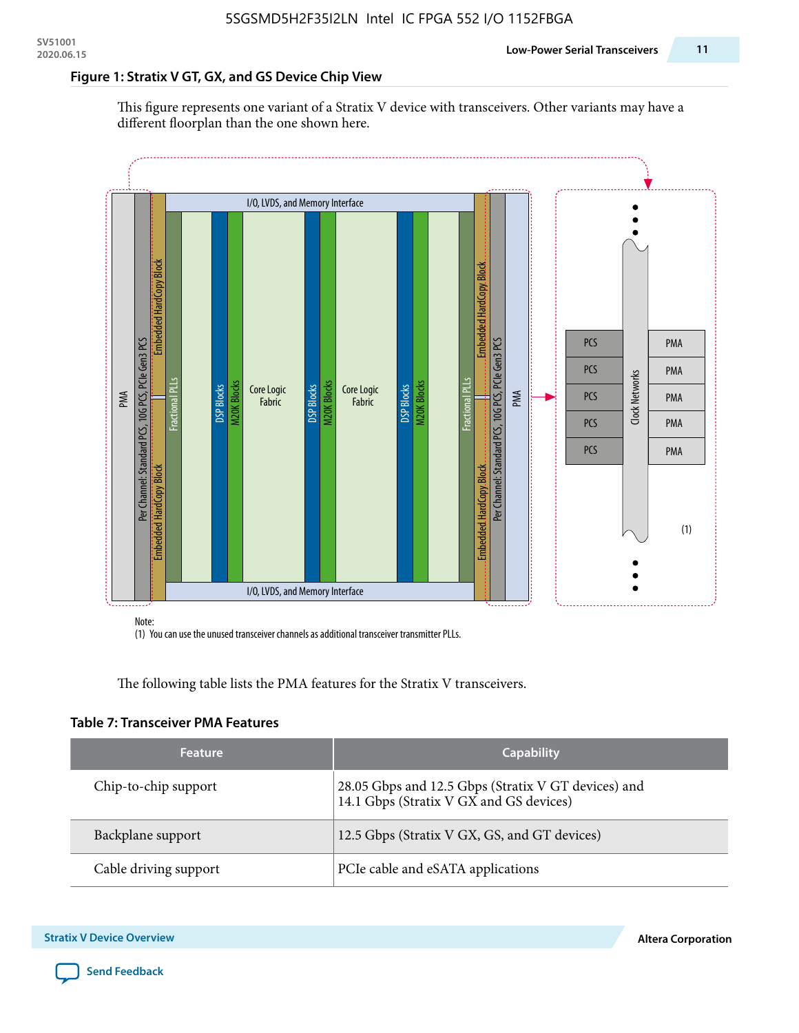### Figure 1: Stratix V GT, GX, and GS Device Chip View

This figure represents one variant of a Stratix V device with transceivers. Other variants may have a different floorplan than the one shown here.

Note:
(1) You can use the unused transceiver channels as additional transceiver transmitter PLLs.

The following table lists the PMA features for the Stratix V transceivers.

### Table 7: Transceiver PMA Features

| Feature | Capability |
|---|---|
| Chip-to-chip support | 28.05 Gbps and 12.5 Gbps (Stratix V GT devices) and 14.1 Gbps (Stratix V GX and GS devices) |
| Backplane support | 12.5 Gbps (Stratix V GX, GS, and GT devices) |
| Cable driving support | PCIe cable and eSATA applications |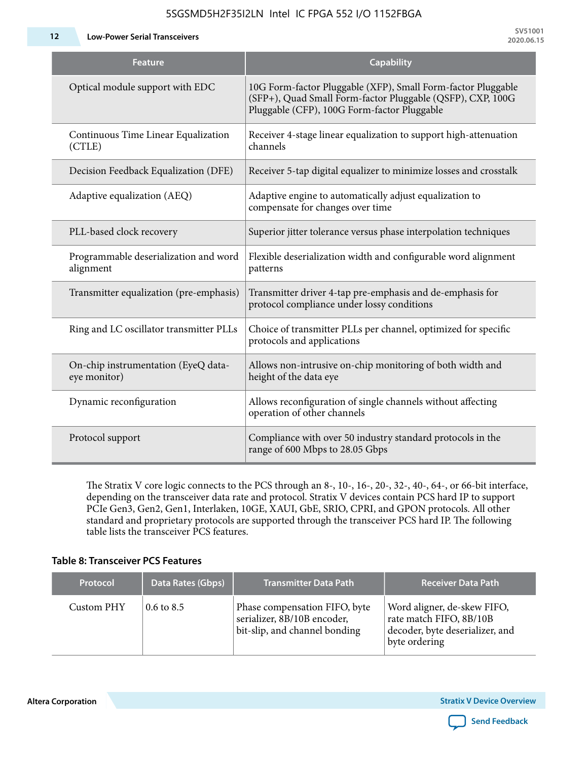| Feature | Capability |
| --- | --- |
| Optical module support with EDC | 10G Form-factor Pluggable (XFP), Small Form-factor Pluggable (SFP+), Quad Small Form-factor Pluggable (QSFP), CXP, 100G Pluggable (CFP), 100G Form-factor Pluggable |
| Continuous Time Linear Equalization (CTLE) | Receiver 4-stage linear equalization to support high-attenuation channels |
| Decision Feedback Equalization (DFE) | Receiver 5-tap digital equalizer to minimize losses and crosstalk |
| Adaptive equalization (AEQ) | Adaptive engine to automatically adjust equalization to compensate for changes over time |
| PLL-based clock recovery | Superior jitter tolerance versus phase interpolation techniques |
| Programmable deserialization and word alignment | Flexible deserialization width and configurable word alignment patterns |
| Transmitter equalization (pre-emphasis) | Transmitter driver 4-tap pre-emphasis and de-emphasis for protocol compliance under lossy conditions |
| Ring and LC oscillator transmitter PLLs | Choice of transmitter PLLs per channel, optimized for specific protocols and applications |
| On-chip instrumentation (EyeQ data-eye monitor) | Allows non-intrusive on-chip monitoring of both width and height of the data eye |
| Dynamic reconfiguration | Allows reconfiguration of single channels without affecting operation of other channels |
| Protocol support | Compliance with over 50 industry standard protocols in the range of 600 Mbps to 28.05 Gbps |

The Stratix V core logic connects to the PCS through an 8-, 10-, 16-, 20-, 32-, 40-, 64-, or 66-bit interface, depending on the transceiver data rate and protocol. Stratix V devices contain PCS hard IP to support PCIe Gen3, Gen2, Gen1, Interlaken, 10GE, XAUI, GbE, SRIO, CPRI, and GPON protocols. All other standard and proprietary protocols are supported through the transceiver PCS hard IP. The following table lists the transceiver PCS features.

**Table 8: Transceiver PCS Features**

| Protocol | Data Rates (Gbps) | Transmitter Data Path | Receiver Data Path |
| --- | --- | --- | --- |
| Custom PHY | 0.6 to 8.5 | Phase compensation FIFO, byte serializer, 8B/10B encoder, bit-slip, and channel bonding | Word aligner, de-skew FIFO, rate match FIFO, 8B/10B decoder, byte deserializer, and byte ordering |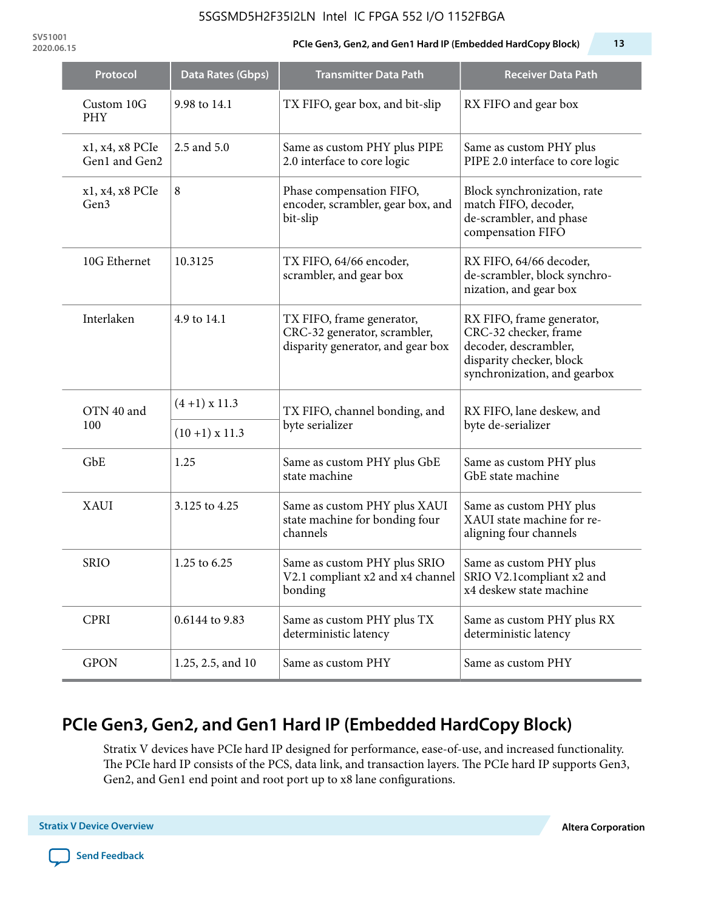| Protocol | Data Rates (Gbps) | Transmitter Data Path | Receiver Data Path |
|---|---|---|---|
| Custom 10G PHY | 9.98 to 14.1 | TX FIFO, gear box, and bit-slip | RX FIFO and gear box |
| x1, x4, x8 PCIe Gen1 and Gen2 | 2.5 and 5.0 | Same as custom PHY plus PIPE 2.0 interface to core logic | Same as custom PHY plus PIPE 2.0 interface to core logic |
| x1, x4, x8 PCIe Gen3 | 8 | Phase compensation FIFO, encoder, scrambler, gear box, and bit-slip | Block synchronization, rate match FIFO, decoder, de-scrambler, and phase compensation FIFO |
| 10G Ethernet | 10.3125 | TX FIFO, 64/66 encoder, scrambler, and gear box | RX FIFO, 64/66 decoder, de-scrambler, block synchro-nization, and gear box |
| Interlaken | 4.9 to 14.1 | TX FIFO, frame generator, CRC-32 generator, scrambler, disparity generator, and gear box | RX FIFO, frame generator, CRC-32 checker, frame decoder, descrambler, disparity checker, block synchronization, and gearbox |
| OTN 40 and 100 | (4 +1) x 11.3 | TX FIFO, channel bonding, and byte serializer | RX FIFO, lane deskew, and byte de-serializer |
| | (10 +1) x 11.3 | | |
| GbE | 1.25 | Same as custom PHY plus GbE state machine | Same as custom PHY plus GbE state machine |
| XAUI | 3.125 to 4.25 | Same as custom PHY plus XAUI state machine for bonding four channels | Same as custom PHY plus XAUI state machine for re-aligning four channels |
| SRIO | 1.25 to 6.25 | Same as custom PHY plus SRIO V2.1 compliant x2 and x4 channel bonding | Same as custom PHY plus SRIO V2.1compliant x2 and x4 deskew state machine |
| CPRI | 0.6144 to 9.83 | Same as custom PHY plus TX deterministic latency | Same as custom PHY plus RX deterministic latency |
| GPON | 1.25, 2.5, and 10 | Same as custom PHY | Same as custom PHY |

## PCIe Gen3, Gen2, and Gen1 Hard IP (Embedded HardCopy Block)

Stratix V devices have PCIe hard IP designed for performance, ease-of-use, and increased functionality. The PCIe hard IP consists of the PCS, data link, and transaction layers. The PCIe hard IP supports Gen3, Gen2, and Gen1 end point and root port up to x8 lane configurations.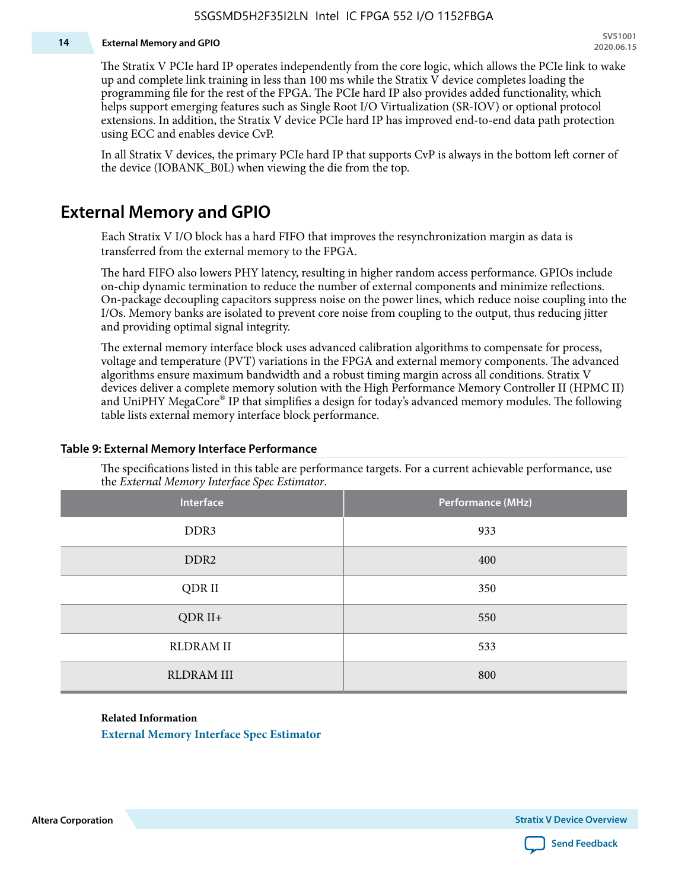The Stratix V PCIe hard IP operates independently from the core logic, which allows the PCIe link to wake up and complete link training in less than 100 ms while the Stratix V device completes loading the programming file for the rest of the FPGA. The PCIe hard IP also provides added functionality, which helps support emerging features such as Single Root I/O Virtualization (SR-IOV) or optional protocol extensions. In addition, the Stratix V device PCIe hard IP has improved end-to-end data path protection using ECC and enables device CvP.

In all Stratix V devices, the primary PCIe hard IP that supports CvP is always in the bottom left corner of the device (IOBANK_B0L) when viewing the die from the top.

## External Memory and GPIO

Each Stratix V I/O block has a hard FIFO that improves the resynchronization margin as data is transferred from the external memory to the FPGA.

The hard FIFO also lowers PHY latency, resulting in higher random access performance. GPIOs include on-chip dynamic termination to reduce the number of external components and minimize reflections. On-package decoupling capacitors suppress noise on the power lines, which reduce noise coupling into the I/Os. Memory banks are isolated to prevent core noise from coupling to the output, thus reducing jitter and providing optimal signal integrity.

The external memory interface block uses advanced calibration algorithms to compensate for process, voltage and temperature (PVT) variations in the FPGA and external memory components. The advanced algorithms ensure maximum bandwidth and a robust timing margin across all conditions. Stratix V devices deliver a complete memory solution with the High Performance Memory Controller II (HPMC II) and UniPHY MegaCore® IP that simplifies a design for today's advanced memory modules. The following table lists external memory interface block performance.

**Table 9: External Memory Interface Performance**

The specifications listed in this table are performance targets. For a current achievable performance, use the *External Memory Interface Spec Estimator*.

| Interface | Performance (MHz) |
|---|---|
| DDR3 | 933 |
| DDR2 | 400 |
| QDR II | 350 |
| QDR II+ | 550 |
| RLDRAM II | 533 |
| RLDRAM III | 800 |

**Related Information**

External Memory Interface Spec Estimator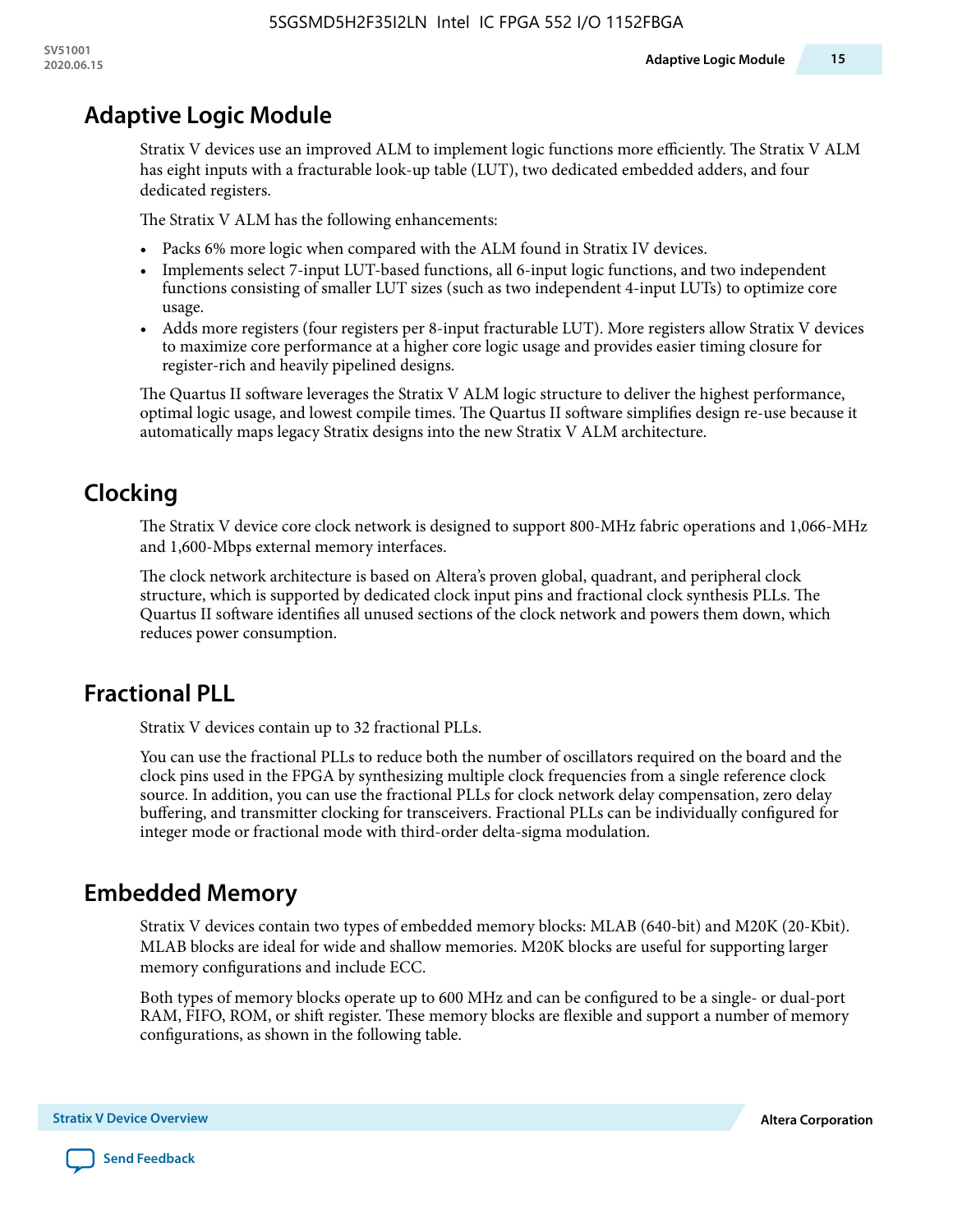## Adaptive Logic Module

Stratix V devices use an improved ALM to implement logic functions more efficiently. The Stratix V ALM has eight inputs with a fracturable look-up table (LUT), two dedicated embedded adders, and four dedicated registers.

The Stratix V ALM has the following enhancements:

- Packs 6% more logic when compared with the ALM found in Stratix IV devices.
- Implements select 7-input LUT-based functions, all 6-input logic functions, and two independent functions consisting of smaller LUT sizes (such as two independent 4-input LUTs) to optimize core usage.
- Adds more registers (four registers per 8-input fracturable LUT). More registers allow Stratix V devices to maximize core performance at a higher core logic usage and provides easier timing closure for register-rich and heavily pipelined designs.

The Quartus II software leverages the Stratix V ALM logic structure to deliver the highest performance, optimal logic usage, and lowest compile times. The Quartus II software simplifies design re-use because it automatically maps legacy Stratix designs into the new Stratix V ALM architecture.

## Clocking

The Stratix V device core clock network is designed to support 800-MHz fabric operations and 1,066-MHz and 1,600-Mbps external memory interfaces.

The clock network architecture is based on Altera's proven global, quadrant, and peripheral clock structure, which is supported by dedicated clock input pins and fractional clock synthesis PLLs. The Quartus II software identifies all unused sections of the clock network and powers them down, which reduces power consumption.

## Fractional PLL

Stratix V devices contain up to 32 fractional PLLs.

You can use the fractional PLLs to reduce both the number of oscillators required on the board and the clock pins used in the FPGA by synthesizing multiple clock frequencies from a single reference clock source. In addition, you can use the fractional PLLs for clock network delay compensation, zero delay buffering, and transmitter clocking for transceivers. Fractional PLLs can be individually configured for integer mode or fractional mode with third-order delta-sigma modulation.

## Embedded Memory

Stratix V devices contain two types of embedded memory blocks: MLAB (640-bit) and M20K (20-Kbit). MLAB blocks are ideal for wide and shallow memories. M20K blocks are useful for supporting larger memory configurations and include ECC.

Both types of memory blocks operate up to 600 MHz and can be configured to be a single- or dual-port RAM, FIFO, ROM, or shift register. These memory blocks are flexible and support a number of memory configurations, as shown in the following table.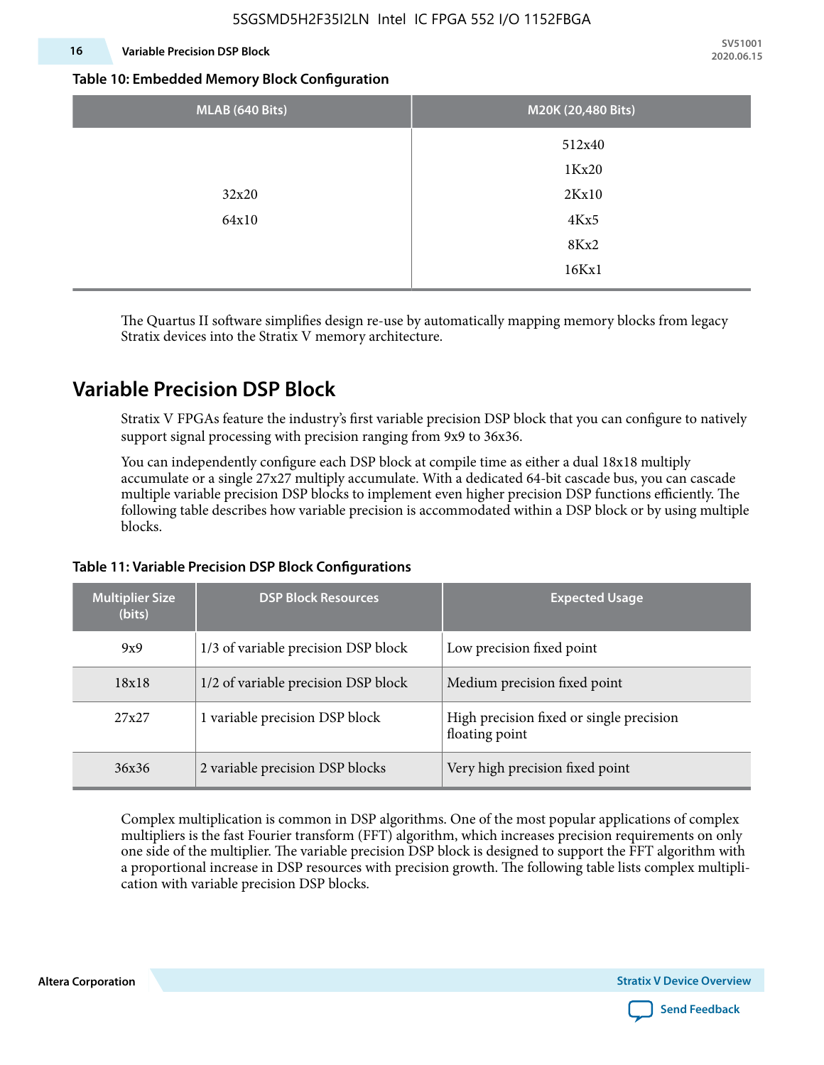**Table 10: Embedded Memory Block Configuration**

| MLAB (640 Bits) | M20K (20,480 Bits) |
|---|---|
| 32x20<br>64x10 | 512x40<br>1Kx20<br>2Kx10<br>4Kx5<br>8Kx2<br>16Kx1 |

The Quartus II software simplifies design re-use by automatically mapping memory blocks from legacy Stratix devices into the Stratix V memory architecture.

## Variable Precision DSP Block

Stratix V FPGAs feature the industry's first variable precision DSP block that you can configure to natively support signal processing with precision ranging from 9x9 to 36x36.

You can independently configure each DSP block at compile time as either a dual 18x18 multiply accumulate or a single 27x27 multiply accumulate. With a dedicated 64-bit cascade bus, you can cascade multiple variable precision DSP blocks to implement even higher precision DSP functions efficiently. The following table describes how variable precision is accommodated within a DSP block or by using multiple blocks.

**Table 11: Variable Precision DSP Block Configurations**

| Multiplier Size (bits) | DSP Block Resources | Expected Usage |
|---|---|---|
| 9x9 | 1/3 of variable precision DSP block | Low precision fixed point |
| 18x18 | 1/2 of variable precision DSP block | Medium precision fixed point |
| 27x27 | 1 variable precision DSP block | High precision fixed or single precision floating point |
| 36x36 | 2 variable precision DSP blocks | Very high precision fixed point |

Complex multiplication is common in DSP algorithms. One of the most popular applications of complex multipliers is the fast Fourier transform (FFT) algorithm, which increases precision requirements on only one side of the multiplier. The variable precision DSP block is designed to support the FFT algorithm with a proportional increase in DSP resources with precision growth. The following table lists complex multiplication with variable precision DSP blocks.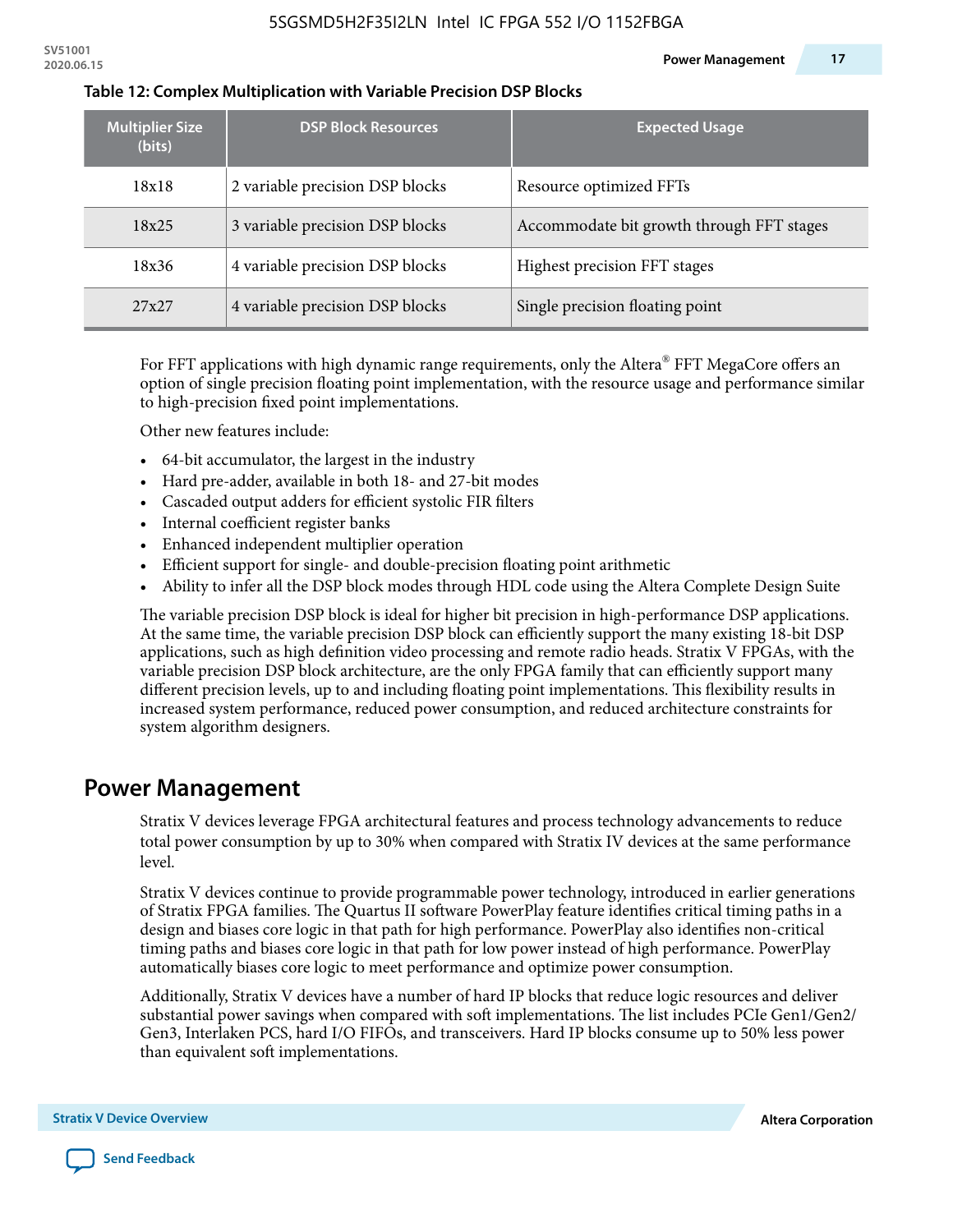**Table 12: Complex Multiplication with Variable Precision DSP Blocks**

| Multiplier Size (bits) | DSP Block Resources | Expected Usage |
|---|---|---|
| 18x18 | 2 variable precision DSP blocks | Resource optimized FFTs |
| 18x25 | 3 variable precision DSP blocks | Accommodate bit growth through FFT stages |
| 18x36 | 4 variable precision DSP blocks | Highest precision FFT stages |
| 27x27 | 4 variable precision DSP blocks | Single precision floating point |

For FFT applications with high dynamic range requirements, only the Altera® FFT MegaCore offers an option of single precision floating point implementation, with the resource usage and performance similar to high-precision fixed point implementations.

Other new features include:

- 64-bit accumulator, the largest in the industry
- Hard pre-adder, available in both 18- and 27-bit modes
- Cascaded output adders for efficient systolic FIR filters
- Internal coefficient register banks
- Enhanced independent multiplier operation
- Efficient support for single- and double-precision floating point arithmetic
- Ability to infer all the DSP block modes through HDL code using the Altera Complete Design Suite

The variable precision DSP block is ideal for higher bit precision in high-performance DSP applications. At the same time, the variable precision DSP block can efficiently support the many existing 18-bit DSP applications, such as high definition video processing and remote radio heads. Stratix V FPGAs, with the variable precision DSP block architecture, are the only FPGA family that can efficiently support many different precision levels, up to and including floating point implementations. This flexibility results in increased system performance, reduced power consumption, and reduced architecture constraints for system algorithm designers.

## Power Management

Stratix V devices leverage FPGA architectural features and process technology advancements to reduce total power consumption by up to 30% when compared with Stratix IV devices at the same performance level.

Stratix V devices continue to provide programmable power technology, introduced in earlier generations of Stratix FPGA families. The Quartus II software PowerPlay feature identifies critical timing paths in a design and biases core logic in that path for high performance. PowerPlay also identifies non-critical timing paths and biases core logic in that path for low power instead of high performance. PowerPlay automatically biases core logic to meet performance and optimize power consumption.

Additionally, Stratix V devices have a number of hard IP blocks that reduce logic resources and deliver substantial power savings when compared with soft implementations. The list includes PCIe Gen1/Gen2/Gen3, Interlaken PCS, hard I/O FIFOs, and transceivers. Hard IP blocks consume up to 50% less power than equivalent soft implementations.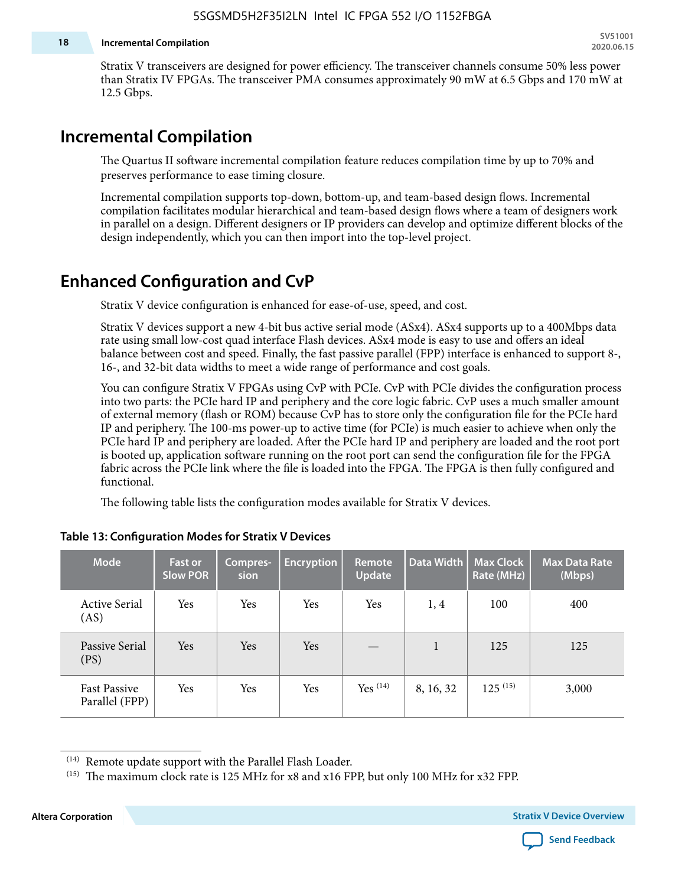Stratix V transceivers are designed for power efficiency. The transceiver channels consume 50% less power than Stratix IV FPGAs. The transceiver PMA consumes approximately 90 mW at 6.5 Gbps and 170 mW at 12.5 Gbps.

## Incremental Compilation

The Quartus II software incremental compilation feature reduces compilation time by up to 70% and preserves performance to ease timing closure.

Incremental compilation supports top-down, bottom-up, and team-based design flows. Incremental compilation facilitates modular hierarchical and team-based design flows where a team of designers work in parallel on a design. Different designers or IP providers can develop and optimize different blocks of the design independently, which you can then import into the top-level project.

## Enhanced Configuration and CvP

Stratix V device configuration is enhanced for ease-of-use, speed, and cost.

Stratix V devices support a new 4-bit bus active serial mode (ASx4). ASx4 supports up to a 400Mbps data rate using small low-cost quad interface Flash devices. ASx4 mode is easy to use and offers an ideal balance between cost and speed. Finally, the fast passive parallel (FPP) interface is enhanced to support 8-, 16-, and 32-bit data widths to meet a wide range of performance and cost goals.

You can configure Stratix V FPGAs using CvP with PCIe. CvP with PCIe divides the configuration process into two parts: the PCIe hard IP and periphery and the core logic fabric. CvP uses a much smaller amount of external memory (flash or ROM) because CvP has to store only the configuration file for the PCIe hard IP and periphery. The 100-ms power-up to active time (for PCIe) is much easier to achieve when only the PCIe hard IP and periphery are loaded. After the PCIe hard IP and periphery are loaded and the root port is booted up, application software running on the root port can send the configuration file for the FPGA fabric across the PCIe link where the file is loaded into the FPGA. The FPGA is then fully configured and functional.

The following table lists the configuration modes available for Stratix V devices.

**Table 13: Configuration Modes for Stratix V Devices**

| Mode | Fast or Slow POR | Compression | Encryption | Remote Update | Data Width | Max Clock Rate (MHz) | Max Data Rate (Mbps) |
|---|---|---|---|---|---|---|---|
| Active Serial (AS) | Yes | Yes | Yes | Yes | 1, 4 | 100 | 400 |
| Passive Serial (PS) | Yes | Yes | Yes | — | 1 | 125 | 125 |
| Fast Passive Parallel (FPP) | Yes | Yes | Yes | Yes [14] | 8, 16, 32 | 125 [15] | 3,000 |

[14] Remote update support with the Parallel Flash Loader.

[15] The maximum clock rate is 125 MHz for x8 and x16 FPP, but only 100 MHz for x32 FPP.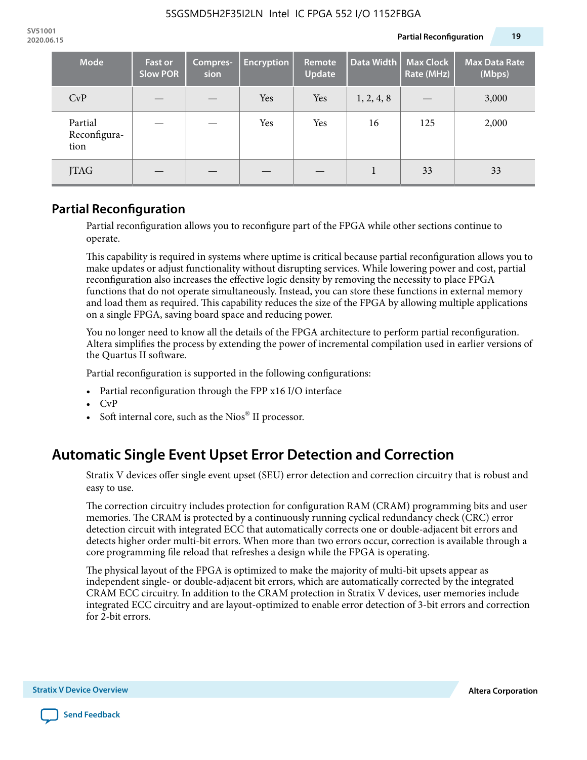| Mode | Fast or Slow POR | Compres-sion | Encryption | Remote Update | Data Width | Max Clock Rate (MHz) | Max Data Rate (Mbps) |
|---|---|---|---|---|---|---|---|
| CvP | — | — | Yes | Yes | 1, 2, 4, 8 | — | 3,000 |
| Partial Reconfigura-tion | — | — | Yes | Yes | 16 | 125 | 2,000 |
| JTAG | — | — | — | — | 1 | 33 | 33 |

## Partial Reconfiguration

Partial reconfiguration allows you to reconfigure part of the FPGA while other sections continue to operate.

This capability is required in systems where uptime is critical because partial reconfiguration allows you to make updates or adjust functionality without disrupting services. While lowering power and cost, partial reconfiguration also increases the effective logic density by removing the necessity to place FPGA functions that do not operate simultaneously. Instead, you can store these functions in external memory and load them as required. This capability reduces the size of the FPGA by allowing multiple applications on a single FPGA, saving board space and reducing power.

You no longer need to know all the details of the FPGA architecture to perform partial reconfiguration. Altera simplifies the process by extending the power of incremental compilation used in earlier versions of the Quartus II software.

Partial reconfiguration is supported in the following configurations:

- Partial reconfiguration through the FPP x16 I/O interface
- CvP
- Soft internal core, such as the Nios® II processor.

# Automatic Single Event Upset Error Detection and Correction

Stratix V devices offer single event upset (SEU) error detection and correction circuitry that is robust and easy to use.

The correction circuitry includes protection for configuration RAM (CRAM) programming bits and user memories. The CRAM is protected by a continuously running cyclical redundancy check (CRC) error detection circuit with integrated ECC that automatically corrects one or double-adjacent bit errors and detects higher order multi-bit errors. When more than two errors occur, correction is available through a core programming file reload that refreshes a design while the FPGA is operating.

The physical layout of the FPGA is optimized to make the majority of multi-bit upsets appear as independent single- or double-adjacent bit errors, which are automatically corrected by the integrated CRAM ECC circuitry. In addition to the CRAM protection in Stratix V devices, user memories include integrated ECC circuitry and are layout-optimized to enable error detection of 3-bit errors and correction for 2-bit errors.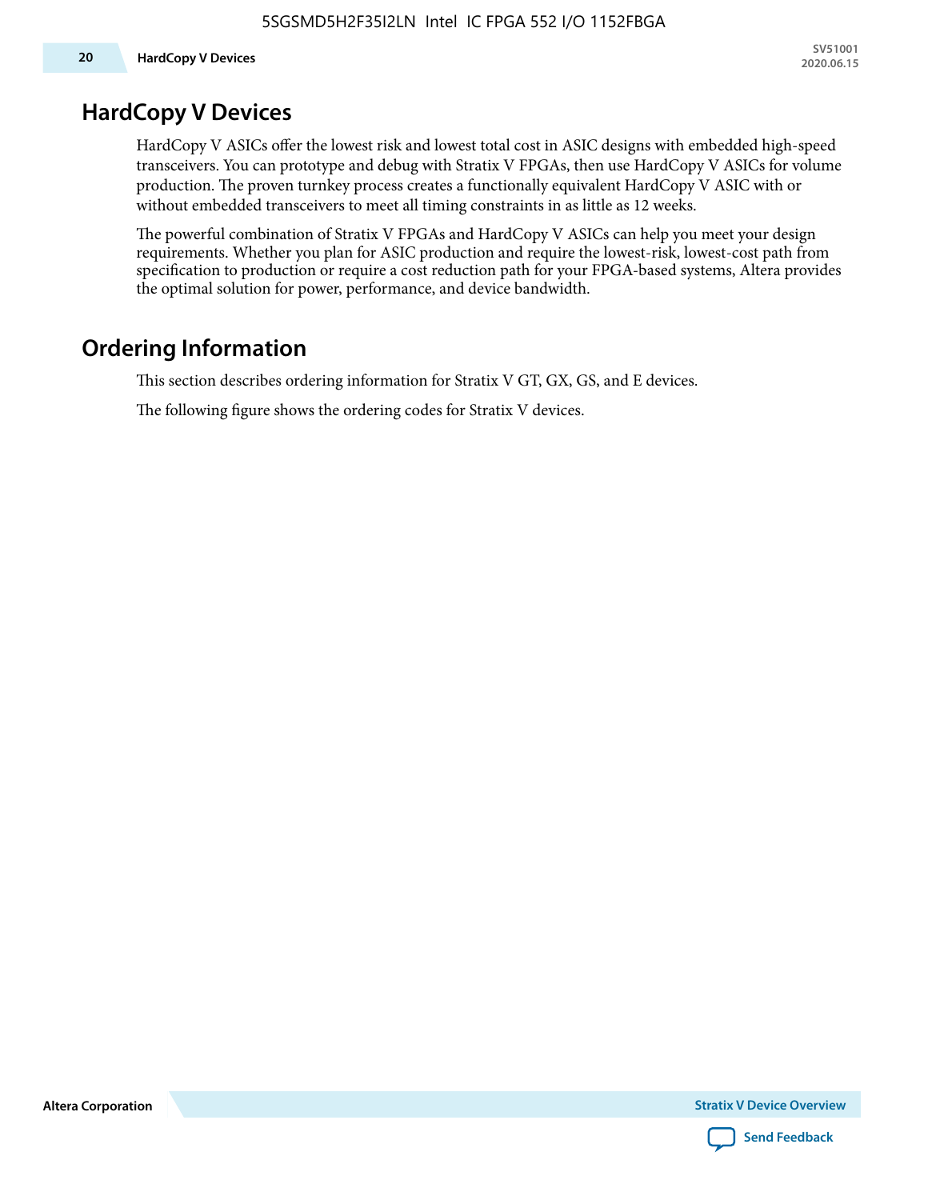## HardCopy V Devices

HardCopy V ASICs offer the lowest risk and lowest total cost in ASIC designs with embedded high-speed transceivers. You can prototype and debug with Stratix V FPGAs, then use HardCopy V ASICs for volume production. The proven turnkey process creates a functionally equivalent HardCopy V ASIC with or without embedded transceivers to meet all timing constraints in as little as 12 weeks.

The powerful combination of Stratix V FPGAs and HardCopy V ASICs can help you meet your design requirements. Whether you plan for ASIC production and require the lowest-risk, lowest-cost path from specification to production or require a cost reduction path for your FPGA-based systems, Altera provides the optimal solution for power, performance, and device bandwidth.

## Ordering Information

This section describes ordering information for Stratix V GT, GX, GS, and E devices.

The following figure shows the ordering codes for Stratix V devices.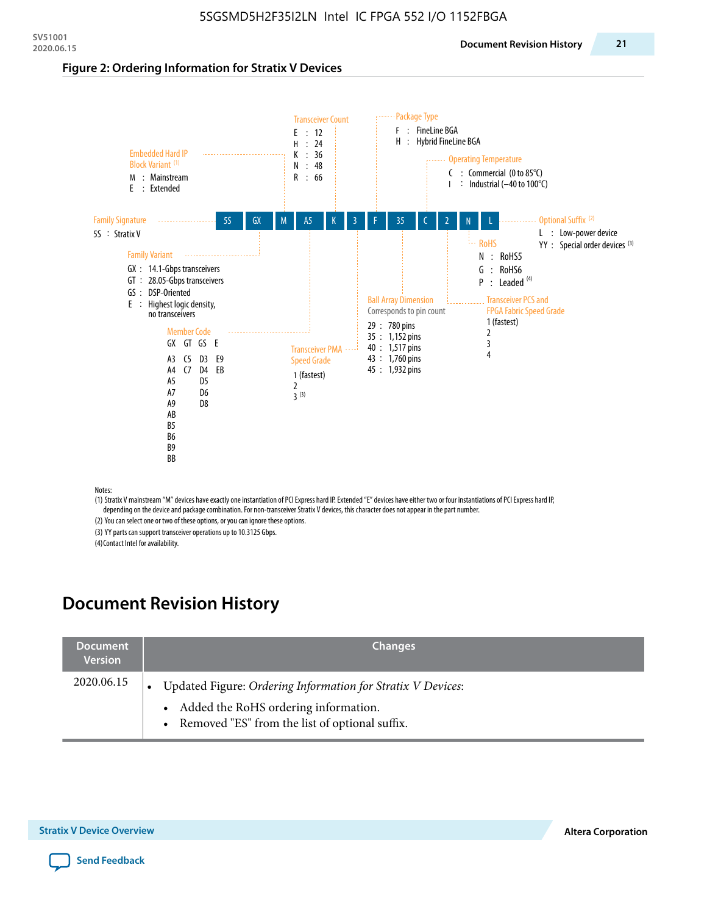**Figure 2: Ordering Information for Stratix V Devices**

5S | GX | M | A5 | K | 3 | F | 35 | C | 2 | N | L

**Family Signature**
5S : Stratix V

**Family Variant**
GX : 14.1-Gbps transceivers
GT : 28.05-Gbps transceivers
GS : DSP-Oriented
E : Highest logic density, no transceivers

**Embedded Hard IP Block Variant** (1)
M : Mainstream
E : Extended

**Member Code**

| GX | GT | GS | E |
|---|---|---|---|
| A3 | C5 | D3 | E9 |
| A4 | C7 | D4 | EB |
| A5 | | D5 | |
| A7 | | D6 | |
| A9 | | D8 | |
| AB | | | |
| B5 | | | |
| B6 | | | |
| B9 | | | |
| BB | | | |

**Transceiver Count**
E : 12
H : 24
K : 36
N : 48
R : 66

**Transceiver PMA Speed Grade**
1 (fastest)
2
3 (3)

**Package Type**
F : FineLine BGA
H : Hybrid FineLine BGA

**Ball Array Dimension**
Corresponds to pin count
29 : 780 pins
35 : 1,152 pins
40 : 1,517 pins
43 : 1,760 pins
45 : 1,932 pins

**Operating Temperature**
C : Commercial (0 to 85°C)
I : Industrial (–40 to 100°C)

**Transceiver PCS and FPGA Fabric Speed Grade**
1 (fastest)
2
3
4

**RoHS**
N : RoHS5
G : RoHS6
P : Leaded (4)

**Optional Suffix** (2)
L : Low-power device
YY : Special order devices (3)

Notes:
(1) Stratix V mainstream "M" devices have exactly one instantiation of PCI Express hard IP. Extended "E" devices have either two or four instantiations of PCI Express hard IP, depending on the device and package combination. For non-transceiver Stratix V devices, this character does not appear in the part number.
(2) You can select one or two of these options, or you can ignore these options.
(3) YY parts can support transceiver operations up to 10.3125 Gbps.
(4) Contact Intel for availability.

# Document Revision History

| Document Version | Changes |
|---|---|
| 2020.06.15 | • Updated Figure: *Ordering Information for Stratix V Devices*:<br>  – Added the RoHS ordering information.<br>  – Removed "ES" from the list of optional suffix. |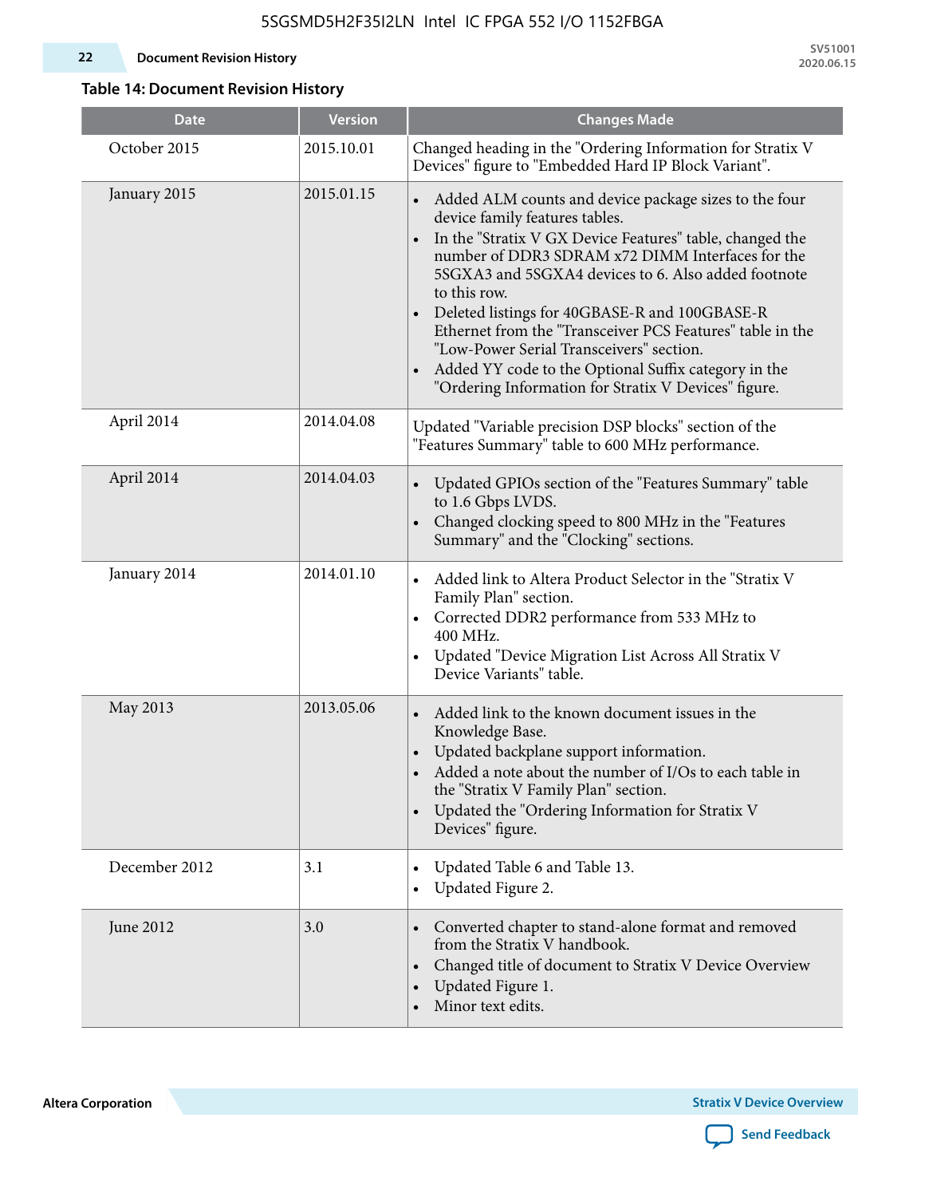**Table 14: Document Revision History**

| Date | Version | Changes Made |
|---|---|---|
| October 2015 | 2015.10.01 | Changed heading in the "Ordering Information for Stratix V Devices" figure to "Embedded Hard IP Block Variant". |
| January 2015 | 2015.01.15 | • Added ALM counts and device package sizes to the four device family features tables.<br>• In the "Stratix V GX Device Features" table, changed the number of DDR3 SDRAM x72 DIMM Interfaces for the 5SGXA3 and 5SGXA4 devices to 6. Also added footnote to this row.<br>• Deleted listings for 40GBASE-R and 100GBASE-R Ethernet from the "Transceiver PCS Features" table in the "Low-Power Serial Transceivers" section.<br>• Added YY code to the Optional Suffix category in the "Ordering Information for Stratix V Devices" figure. |
| April 2014 | 2014.04.08 | Updated "Variable precision DSP blocks" section of the "Features Summary" table to 600 MHz performance. |
| April 2014 | 2014.04.03 | • Updated GPIOs section of the "Features Summary" table to 1.6 Gbps LVDS.<br>• Changed clocking speed to 800 MHz in the "Features Summary" and the "Clocking" sections. |
| January 2014 | 2014.01.10 | • Added link to Altera Product Selector in the "Stratix V Family Plan" section.<br>• Corrected DDR2 performance from 533 MHz to 400 MHz.<br>• Updated "Device Migration List Across All Stratix V Device Variants" table. |
| May 2013 | 2013.05.06 | • Added link to the known document issues in the Knowledge Base.<br>• Updated backplane support information.<br>• Added a note about the number of I/Os to each table in the "Stratix V Family Plan" section.<br>• Updated the "Ordering Information for Stratix V Devices" figure. |
| December 2012 | 3.1 | • Updated Table 6 and Table 13.<br>• Updated Figure 2. |
| June 2012 | 3.0 | • Converted chapter to stand-alone format and removed from the Stratix V handbook.<br>• Changed title of document to Stratix V Device Overview<br>• Updated Figure 1.<br>• Minor text edits. |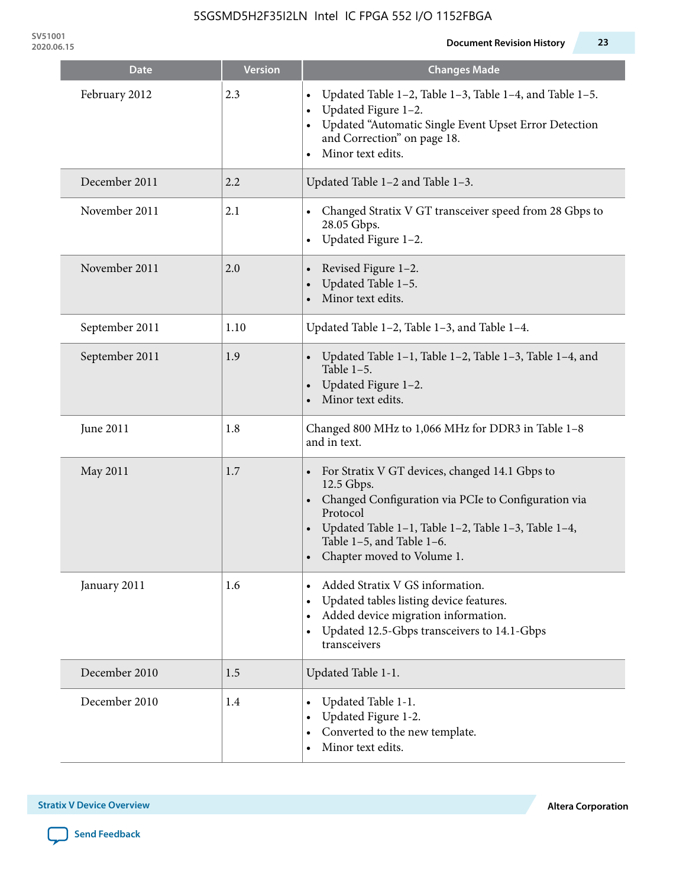| Date | Version | Changes Made |
|---|---|---|
| February 2012 | 2.3 | • Updated Table 1–2, Table 1–3, Table 1–4, and Table 1–5.<br>• Updated Figure 1–2.<br>• Updated "Automatic Single Event Upset Error Detection and Correction" on page 18.<br>• Minor text edits. |
| December 2011 | 2.2 | Updated Table 1–2 and Table 1–3. |
| November 2011 | 2.1 | • Changed Stratix V GT transceiver speed from 28 Gbps to 28.05 Gbps.<br>• Updated Figure 1–2. |
| November 2011 | 2.0 | • Revised Figure 1–2.<br>• Updated Table 1–5.<br>• Minor text edits. |
| September 2011 | 1.10 | Updated Table 1–2, Table 1–3, and Table 1–4. |
| September 2011 | 1.9 | • Updated Table 1–1, Table 1–2, Table 1–3, Table 1–4, and Table 1–5.<br>• Updated Figure 1–2.<br>• Minor text edits. |
| June 2011 | 1.8 | Changed 800 MHz to 1,066 MHz for DDR3 in Table 1–8 and in text. |
| May 2011 | 1.7 | • For Stratix V GT devices, changed 14.1 Gbps to 12.5 Gbps.<br>• Changed Configuration via PCIe to Configuration via Protocol<br>• Updated Table 1–1, Table 1–2, Table 1–3, Table 1–4, Table 1–5, and Table 1–6.<br>• Chapter moved to Volume 1. |
| January 2011 | 1.6 | • Added Stratix V GS information.<br>• Updated tables listing device features.<br>• Added device migration information.<br>• Updated 12.5-Gbps transceivers to 14.1-Gbps transceivers |
| December 2010 | 1.5 | Updated Table 1-1. |
| December 2010 | 1.4 | • Updated Table 1-1.<br>• Updated Figure 1-2.<br>• Converted to the new template.<br>• Minor text edits. |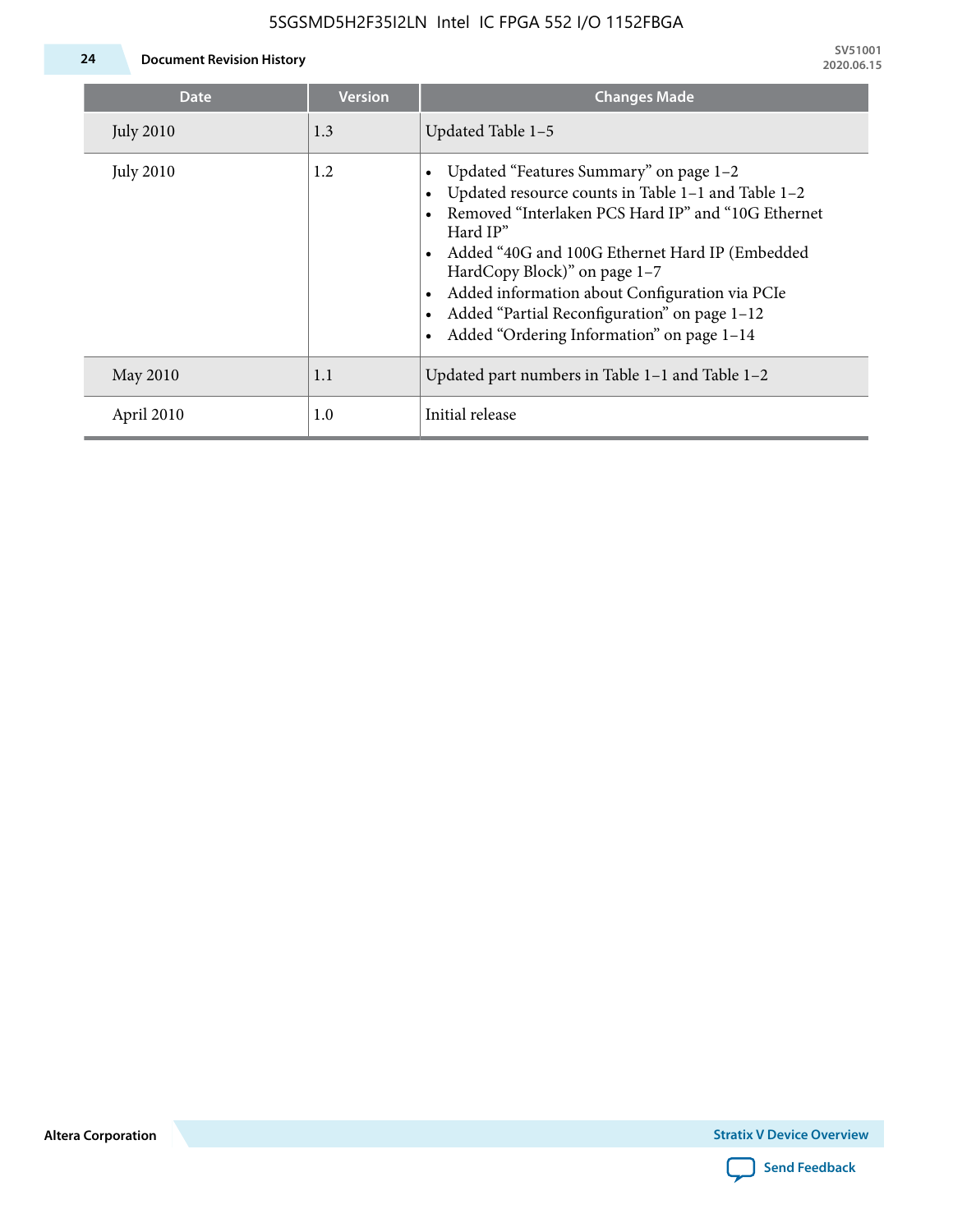| Date | Version | Changes Made |
|---|---|---|
| July 2010 | 1.3 | Updated Table 1–5 |
| July 2010 | 1.2 | • Updated "Features Summary" on page 1–2<br>• Updated resource counts in Table 1–1 and Table 1–2<br>• Removed "Interlaken PCS Hard IP" and "10G Ethernet Hard IP"<br>• Added "40G and 100G Ethernet Hard IP (Embedded HardCopy Block)" on page 1–7<br>• Added information about Configuration via PCIe<br>• Added "Partial Reconfiguration" on page 1–12<br>• Added "Ordering Information" on page 1–14 |
| May 2010 | 1.1 | Updated part numbers in Table 1–1 and Table 1–2 |
| April 2010 | 1.0 | Initial release |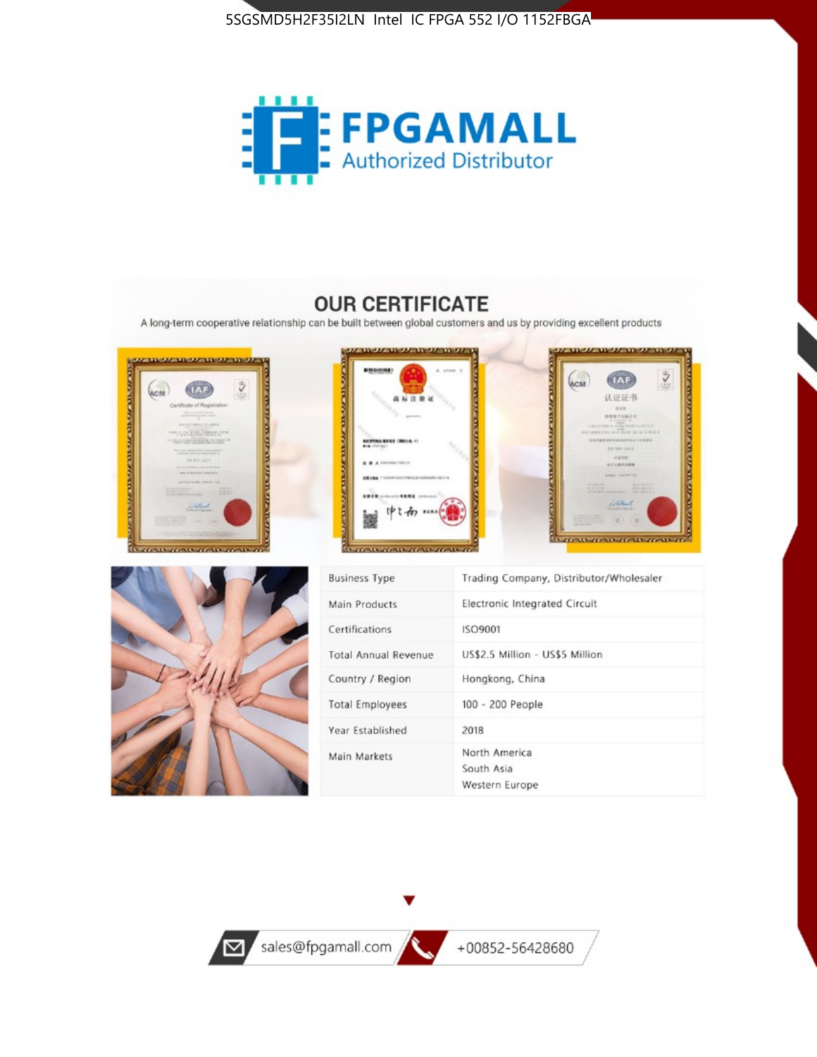FPGAMALL
Authorized Distributor

## OUR CERTIFICATE

A long-term cooperative relationship can be built between global customers and us by providing excellent products

| | |
|---|---|
| Business Type | Trading Company, Distributor/Wholesaler |
| Main Products | Electronic Integrated Circuit |
| Certifications | ISO9001 |
| Total Annual Revenue | US$2.5 Million - US$5 Million |
| Country / Region | Hongkong, China |
| Total Employees | 100 - 200 People |
| Year Established | 2018 |
| Main Markets | North America<br>South Asia<br>Western Europe |

sales@fpgamall.com

+00852-56428680